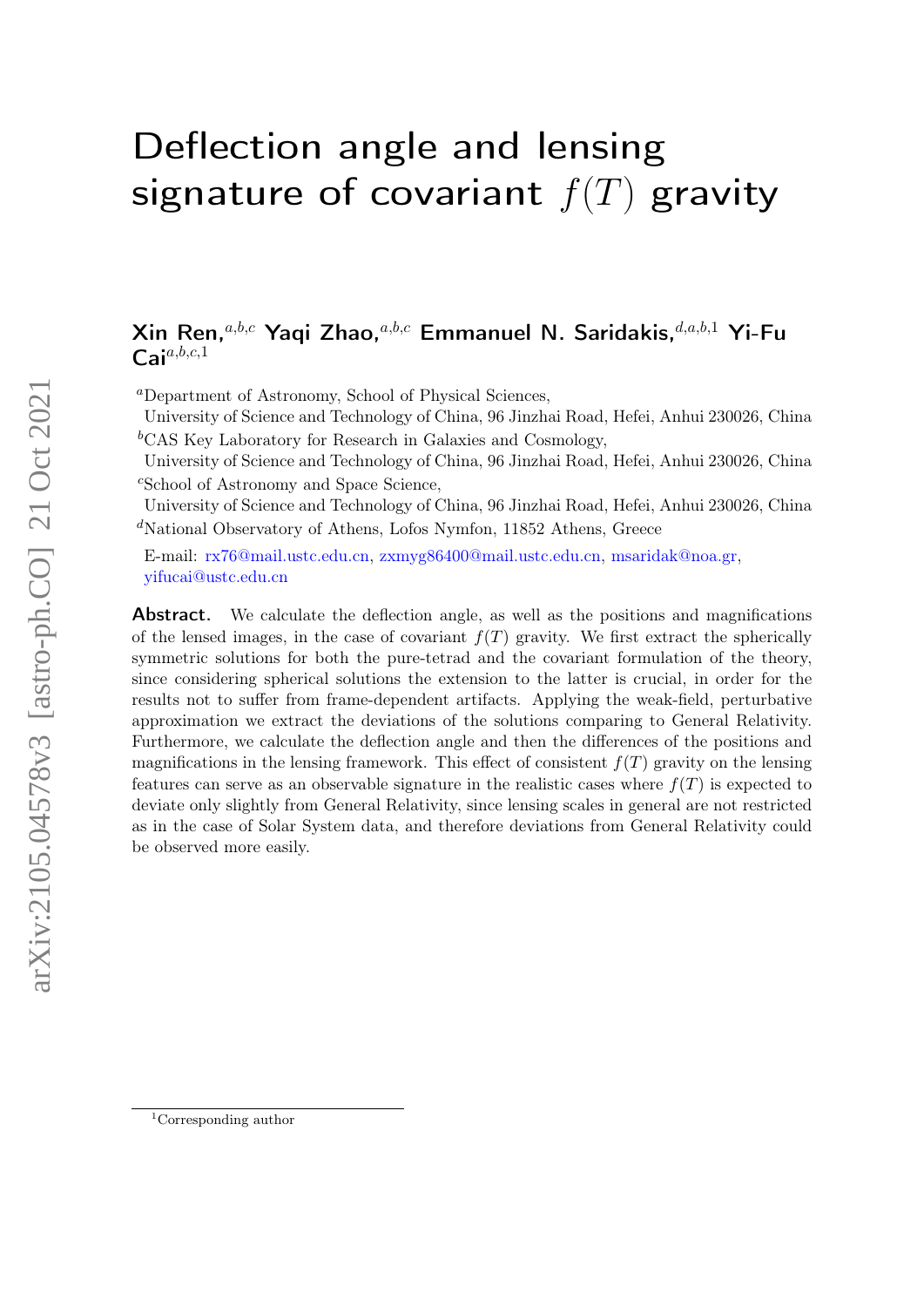# Deflection angle and lensing signature of covariant $f(T)$ gravity

**Xin Ren,**[a,b,c] **Yaqi Zhao,**[a,b,c] **Emmanuel N. Saridakis,**[d,a,b,1] **Yi-Fu Cai**[a,b,c,1]

[a]Department of Astronomy, School of Physical Sciences,
University of Science and Technology of China, 96 Jinzhai Road, Hefei, Anhui 230026, China

[b]CAS Key Laboratory for Research in Galaxies and Cosmology,
University of Science and Technology of China, 96 Jinzhai Road, Hefei, Anhui 230026, China

[c]School of Astronomy and Space Science,
University of Science and Technology of China, 96 Jinzhai Road, Hefei, Anhui 230026, China

[d]National Observatory of Athens, Lofos Nymfon, 11852 Athens, Greece

E-mail: rx76@mail.ustc.edu.cn, zxmyg86400@mail.ustc.edu.cn, msaridak@noa.gr, yifucai@ustc.edu.cn

**Abstract.** We calculate the deflection angle, as well as the positions and magnifications of the lensed images, in the case of covariant $f(T)$ gravity. We first extract the spherically symmetric solutions for both the pure-tetrad and the covariant formulation of the theory, since considering spherical solutions the extension to the latter is crucial, in order for the results not to suffer from frame-dependent artifacts. Applying the weak-field, perturbative approximation we extract the deviations of the solutions comparing to General Relativity. Furthermore, we calculate the deflection angle and then the differences of the positions and magnifications in the lensing framework. This effect of consistent $f(T)$ gravity on the lensing features can serve as an observable signature in the realistic cases where $f(T)$ is expected to deviate only slightly from General Relativity, since lensing scales in general are not restricted as in the case of Solar System data, and therefore deviations from General Relativity could be observed more easily.

[1]Corresponding author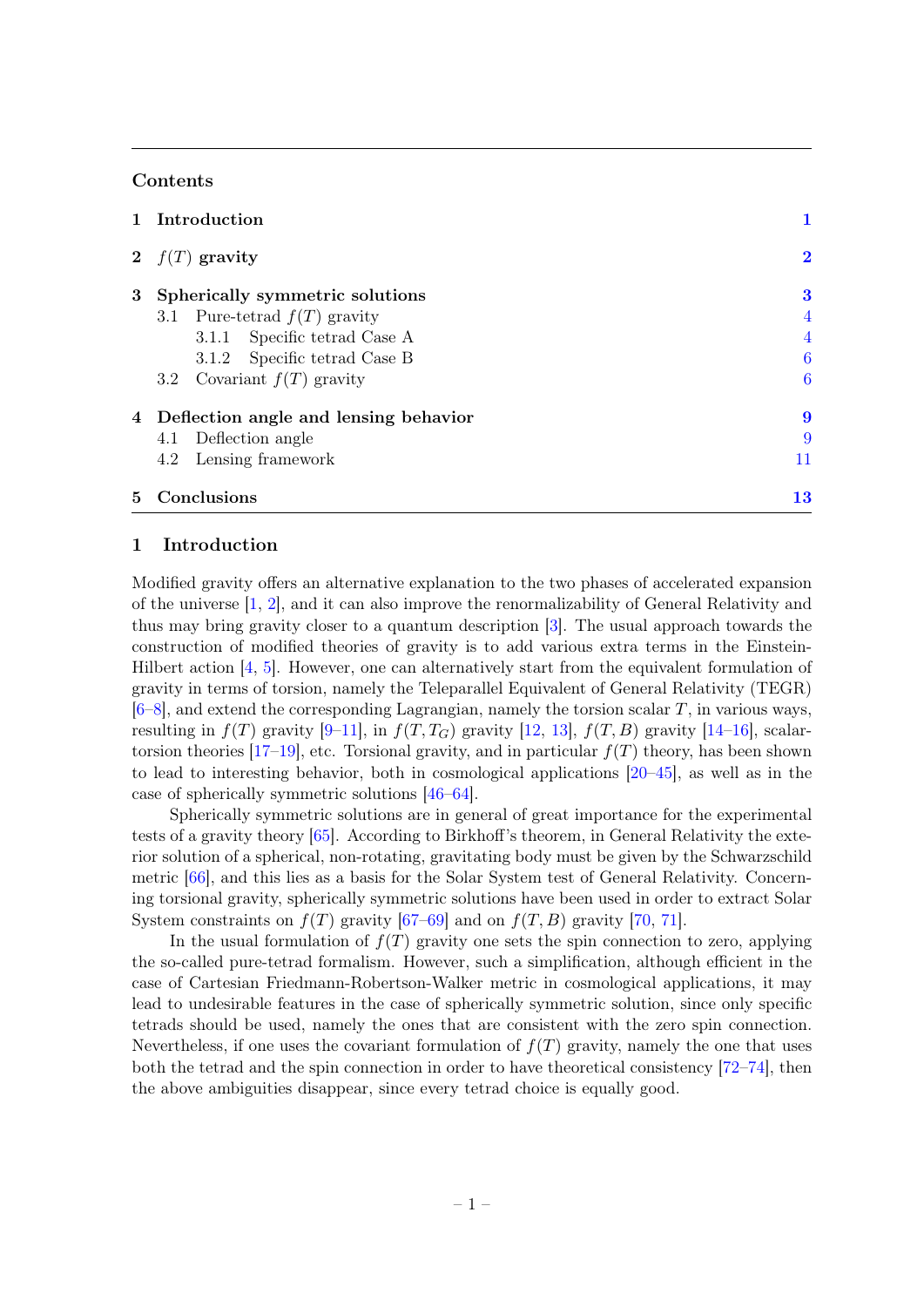## Contents

| | | |
|---|---|---|
| **1** | **Introduction** | **1** |
| **2** | **$f(T)$ gravity** | **2** |
| **3** | **Spherically symmetric solutions** | **3** |
| | 3.1 Pure-tetrad $f(T)$ gravity | 4 |
| | 3.1.1 Specific tetrad Case A | 4 |
| | 3.1.2 Specific tetrad Case B | 6 |
| | 3.2 Covariant $f(T)$ gravity | 6 |
| **4** | **Deflection angle and lensing behavior** | **9** |
| | 4.1 Deflection angle | 9 |
| | 4.2 Lensing framework | 11 |
| **5** | **Conclusions** | **13** |

## 1 Introduction

Modified gravity offers an alternative explanation to the two phases of accelerated expansion of the universe [1, 2], and it can also improve the renormalizability of General Relativity and thus may bring gravity closer to a quantum description [3]. The usual approach towards the construction of modified theories of gravity is to add various extra terms in the Einstein-Hilbert action [4, 5]. However, one can alternatively start from the equivalent formulation of gravity in terms of torsion, namely the Teleparallel Equivalent of General Relativity (TEGR) [6–8], and extend the corresponding Lagrangian, namely the torsion scalar $T$, in various ways, resulting in $f(T)$ gravity [9–11], in $f(T, T_G)$ gravity [12, 13], $f(T, B)$ gravity [14–16], scalar-torsion theories [17–19], etc. Torsional gravity, and in particular $f(T)$ theory, has been shown to lead to interesting behavior, both in cosmological applications [20–45], as well as in the case of spherically symmetric solutions [46–64].

Spherically symmetric solutions are in general of great importance for the experimental tests of a gravity theory [65]. According to Birkhoff's theorem, in General Relativity the exterior solution of a spherical, non-rotating, gravitating body must be given by the Schwarzschild metric [66], and this lies as a basis for the Solar System test of General Relativity. Concerning torsional gravity, spherically symmetric solutions have been used in order to extract Solar System constraints on $f(T)$ gravity [67–69] and on $f(T, B)$ gravity [70, 71].

In the usual formulation of $f(T)$ gravity one sets the spin connection to zero, applying the so-called pure-tetrad formalism. However, such a simplification, although efficient in the case of Cartesian Friedmann-Robertson-Walker metric in cosmological applications, it may lead to undesirable features in the case of spherically symmetric solution, since only specific tetrads should be used, namely the ones that are consistent with the zero spin connection. Nevertheless, if one uses the covariant formulation of $f(T)$ gravity, namely the one that uses both the tetrad and the spin connection in order to have theoretical consistency [72–74], then the above ambiguities disappear, since every tetrad choice is equally good.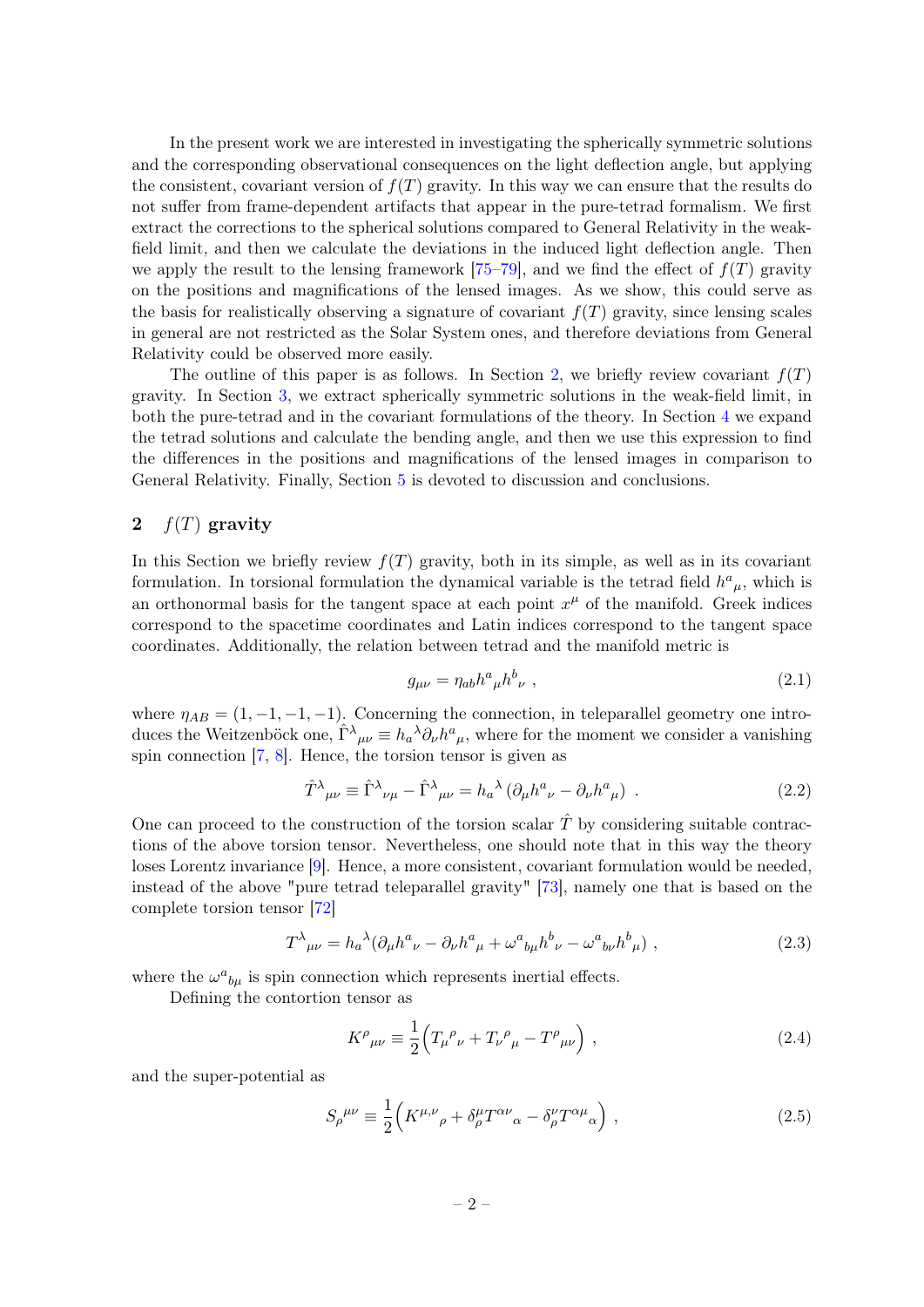In the present work we are interested in investigating the spherically symmetric solutions and the corresponding observational consequences on the light deflection angle, but applying the consistent, covariant version of $f(T)$ gravity. In this way we can ensure that the results do not suffer from frame-dependent artifacts that appear in the pure-tetrad formalism. We first extract the corrections to the spherical solutions compared to General Relativity in the weak-field limit, and then we calculate the deviations in the induced light deflection angle. Then we apply the result to the lensing framework [75–79], and we find the effect of $f(T)$ gravity on the positions and magnifications of the lensed images. As we show, this could serve as the basis for realistically observing a signature of covariant $f(T)$ gravity, since lensing scales in general are not restricted as the Solar System ones, and therefore deviations from General Relativity could be observed more easily.

The outline of this paper is as follows. In Section 2, we briefly review covariant $f(T)$ gravity. In Section 3, we extract spherically symmetric solutions in the weak-field limit, in both the pure-tetrad and in the covariant formulations of the theory. In Section 4 we expand the tetrad solutions and calculate the bending angle, and then we use this expression to find the differences in the positions and magnifications of the lensed images in comparison to General Relativity. Finally, Section 5 is devoted to discussion and conclusions.

## 2 $f(T)$ gravity

In this Section we briefly review $f(T)$ gravity, both in its simple, as well as in its covariant formulation. In torsional formulation the dynamical variable is the tetrad field $h^a{}_\mu$, which is an orthonormal basis for the tangent space at each point $x^\mu$ of the manifold. Greek indices correspond to the spacetime coordinates and Latin indices correspond to the tangent space coordinates. Additionally, the relation between tetrad and the manifold metric is

$$g_{\mu\nu} = \eta_{ab} h^a{}_\mu h^b{}_\nu \ , \tag{2.1}$$

where $\eta_{AB} = (1, -1, -1, -1)$. Concerning the connection, in teleparallel geometry one introduces the Weitzenböck one, $\hat{\Gamma}^\lambda{}_{\mu\nu} \equiv h_a{}^\lambda \partial_\nu h^a{}_\mu$, where for the moment we consider a vanishing spin connection [7, 8]. Hence, the torsion tensor is given as

$$\hat{T}^\lambda{}_{\mu\nu} \equiv \hat{\Gamma}^\lambda{}_{\nu\mu} - \hat{\Gamma}^\lambda{}_{\mu\nu} = h_a{}^\lambda \left(\partial_\mu h^a{}_\nu - \partial_\nu h^a{}_\mu\right) \ . \tag{2.2}$$

One can proceed to the construction of the torsion scalar $\hat{T}$ by considering suitable contractions of the above torsion tensor. Nevertheless, one should note that in this way the theory loses Lorentz invariance [9]. Hence, a more consistent, covariant formulation would be needed, instead of the above "pure tetrad teleparallel gravity" [73], namely one that is based on the complete torsion tensor [72]

$$T^\lambda{}_{\mu\nu} = h_a{}^\lambda (\partial_\mu h^a{}_\nu - \partial_\nu h^a{}_\mu + \omega^a{}_{b\mu} h^b{}_\nu - \omega^a{}_{b\nu} h^b{}_\mu) \ , \tag{2.3}$$

where the $\omega^a{}_{b\mu}$ is spin connection which represents inertial effects.

Defining the contortion tensor as

$$K^\rho{}_{\mu\nu} \equiv \frac{1}{2}\Big(T_\mu{}^\rho{}_\nu + T_\nu{}^\rho{}_\mu - T^\rho{}_{\mu\nu}\Big) \ , \tag{2.4}$$

and the super-potential as

$$S_\rho{}^{\mu\nu} \equiv \frac{1}{2}\Big(K^{\mu,\nu}{}_\rho + \delta^\mu_\rho T^{\alpha\nu}{}_\alpha - \delta^\nu_\rho T^{\alpha\mu}{}_\alpha\Big) \ , \tag{2.5}$$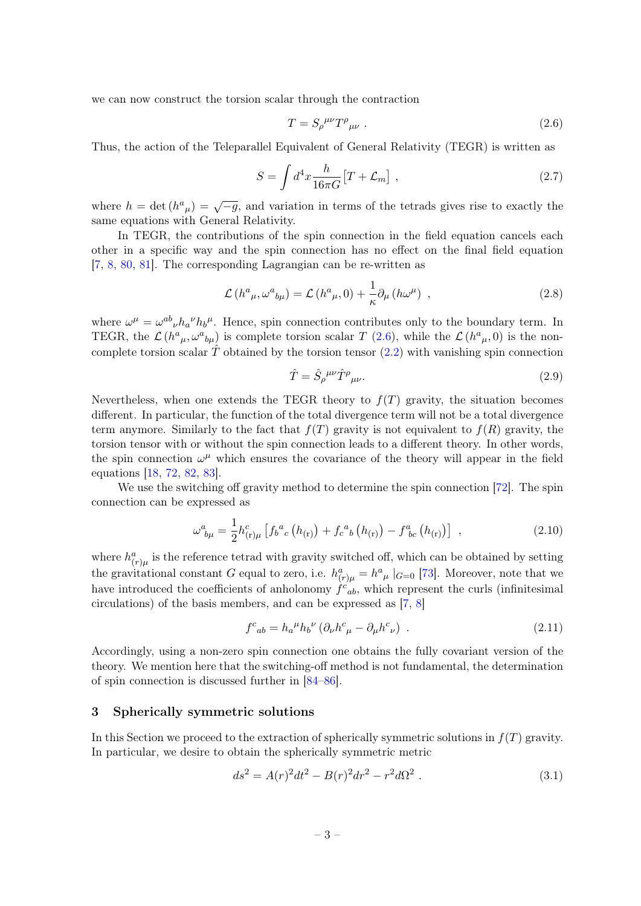we can now construct the torsion scalar through the contraction

$$T = S_{\rho}^{\ \mu\nu} T^{\rho}_{\ \mu\nu} \ . \tag{2.6}$$

Thus, the action of the Teleparallel Equivalent of General Relativity (TEGR) is written as

$$S = \int d^4x \frac{h}{16\pi G} \left[ T + \mathcal{L}_m \right] \ , \tag{2.7}$$

where $h = \det\left(h^a_{\ \mu}\right) = \sqrt{-g}$, and variation in terms of the tetrads gives rise to exactly the same equations with General Relativity.

In TEGR, the contributions of the spin connection in the field equation cancels each other in a specific way and the spin connection has no effect on the final field equation [7, 8, 80, 81]. The corresponding Lagrangian can be re-written as

$$\mathcal{L}\left(h^a_{\ \mu}, \omega^a_{\ b\mu}\right) = \mathcal{L}\left(h^a_{\ \mu}, 0\right) + \frac{1}{\kappa} \partial_\mu \left(h \omega^\mu\right) \ , \tag{2.8}$$

where $\omega^\mu = \omega^{ab}_{\ \ \nu} h_a^{\ \nu} h_b^{\ \mu}$. Hence, spin connection contributes only to the boundary term. In TEGR, the $\mathcal{L}\left(h^a_{\ \mu}, \omega^a_{\ b\mu}\right)$ is complete torsion scalar $T$ (2.6), while the $\mathcal{L}\left(h^a_{\ \mu}, 0\right)$ is the non-complete torsion scalar $\hat{T}$ obtained by the torsion tensor (2.2) with vanishing spin connection

$$\hat{T} = \hat{S}_{\rho}^{\ \mu\nu} \hat{T}^{\rho}_{\ \mu\nu}. \tag{2.9}$$

Nevertheless, when one extends the TEGR theory to $f(T)$ gravity, the situation becomes different. In particular, the function of the total divergence term will not be a total divergence term anymore. Similarly to the fact that $f(T)$ gravity is not equivalent to $f(R)$ gravity, the torsion tensor with or without the spin connection leads to a different theory. In other words, the spin connection $\omega^\mu$ which ensures the covariance of the theory will appear in the field equations [18, 72, 82, 83].

We use the switching off gravity method to determine the spin connection [72]. The spin connection can be expressed as

$$\omega^a_{\ b\mu} = \frac{1}{2} h^c_{(\mathrm{r})\mu} \left[ f_b^{\ a}{}_c \left(h_{(\mathrm{r})}\right) + f_c^{\ a}{}_b \left(h_{(\mathrm{r})}\right) - f^a_{\ bc} \left(h_{(\mathrm{r})}\right) \right] \ , \tag{2.10}$$

where $h^a_{(r)\mu}$ is the reference tetrad with gravity switched off, which can be obtained by setting the gravitational constant $G$ equal to zero, i.e. $h^a_{(r)\mu} = h^a_{\ \mu} \mid_{G=0}$ [73]. Moreover, note that we have introduced the coefficients of anholonomy $f^c_{\ ab}$, which represent the curls (infinitesimal circulations) of the basis members, and can be expressed as [7, 8]

$$f^c_{\ ab} = h_a^{\ \mu} h_b^{\ \nu} \left(\partial_\nu h^c_{\ \mu} - \partial_\mu h^c_{\ \nu}\right) \ . \tag{2.11}$$

Accordingly, using a non-zero spin connection one obtains the fully covariant version of the theory. We mention here that the switching-off method is not fundamental, the determination of spin connection is discussed further in [84–86].

## 3 Spherically symmetric solutions

In this Section we proceed to the extraction of spherically symmetric solutions in $f(T)$ gravity. In particular, we desire to obtain the spherically symmetric metric

$$ds^2 = A(r)^2 dt^2 - B(r)^2 dr^2 - r^2 d\Omega^2 \ . \tag{3.1}$$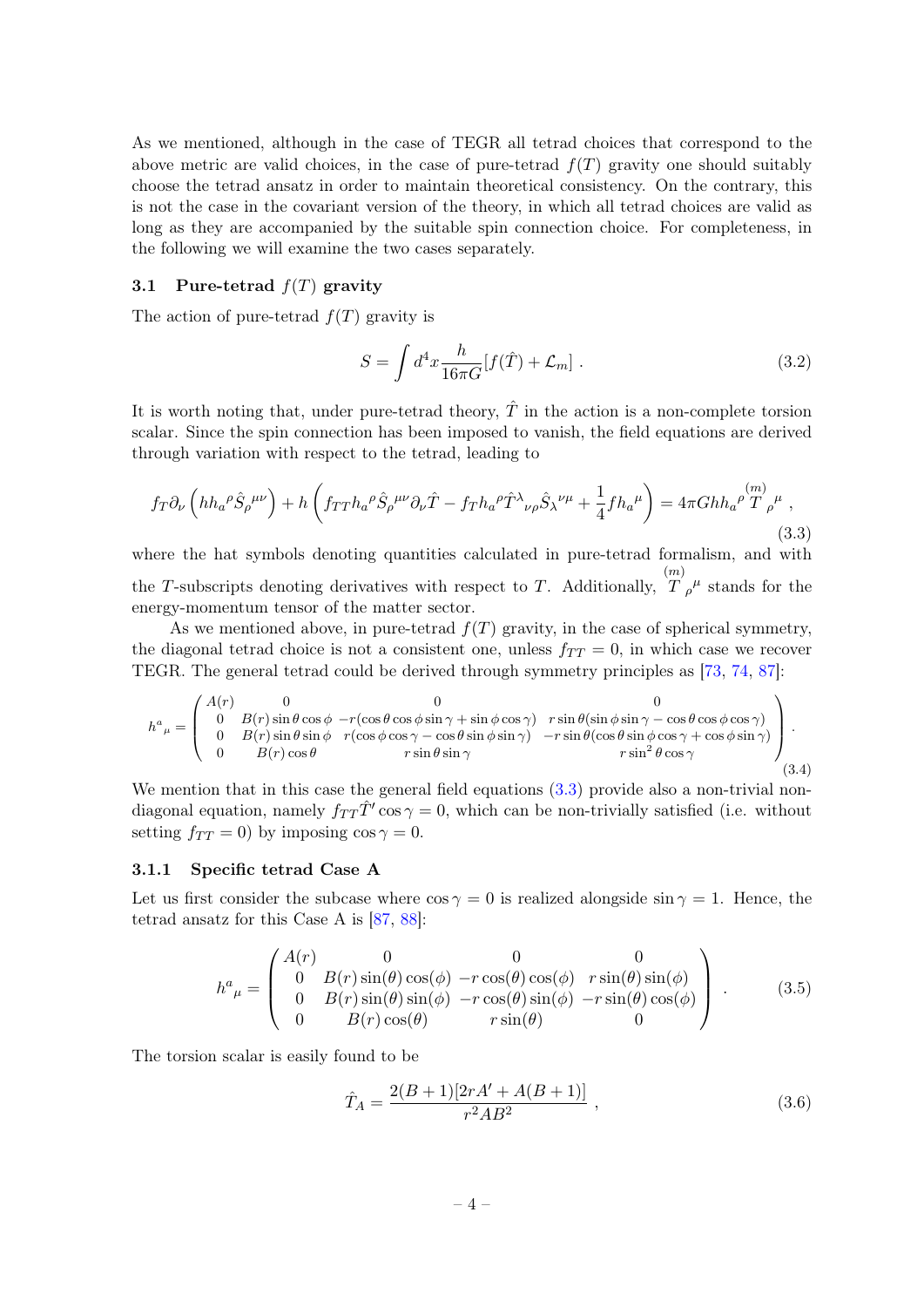As we mentioned, although in the case of TEGR all tetrad choices that correspond to the above metric are valid choices, in the case of pure-tetrad $f(T)$ gravity one should suitably choose the tetrad ansatz in order to maintain theoretical consistency. On the contrary, this is not the case in the covariant version of the theory, in which all tetrad choices are valid as long as they are accompanied by the suitable spin connection choice. For completeness, in the following we will examine the two cases separately.

### 3.1 Pure-tetrad $f(T)$ gravity

The action of pure-tetrad $f(T)$ gravity is

$$S = \int d^4x \frac{h}{16\pi G}[f(\hat{T}) + \mathcal{L}_m] \, . \tag{3.2}$$

It is worth noting that, under pure-tetrad theory, $\hat{T}$ in the action is a non-complete torsion scalar. Since the spin connection has been imposed to vanish, the field equations are derived through variation with respect to the tetrad, leading to

$$f_T \partial_\nu \left( h h_a{}^\rho \hat{S}_\rho{}^{\mu\nu} \right) + h \left( f_{TT} h_a{}^\rho \hat{S}_\rho{}^{\mu\nu} \partial_\nu \hat{T} - f_T h_a{}^\rho \hat{T}^\lambda{}_{\nu\rho} \hat{S}_\lambda{}^{\nu\mu} + \frac{1}{4} f h_a{}^\mu \right) = 4\pi G h h_a{}^\rho \overset{(m)}{T}{}_\rho{}^\mu \, , \tag{3.3}$$

where the hat symbols denoting quantities calculated in pure-tetrad formalism, and with the $T$-subscripts denoting derivatives with respect to $T$. Additionally, $\overset{(m)}{T}{}_\rho{}^\mu$ stands for the energy-momentum tensor of the matter sector.

As we mentioned above, in pure-tetrad $f(T)$ gravity, in the case of spherical symmetry, the diagonal tetrad choice is not a consistent one, unless $f_{TT} = 0$, in which case we recover TEGR. The general tetrad could be derived through symmetry principles as [73, 74, 87]:

$$h^a{}_\mu = \begin{pmatrix} A(r) & 0 & 0 & 0 \\ 0 & B(r)\sin\theta\cos\phi & -r(\cos\theta\cos\phi\sin\gamma + \sin\phi\cos\gamma) & r\sin\theta(\sin\phi\sin\gamma - \cos\theta\cos\phi\cos\gamma) \\ 0 & B(r)\sin\theta\sin\phi & r(\cos\phi\cos\gamma - \cos\theta\sin\phi\sin\gamma) & -r\sin\theta(\cos\theta\sin\phi\cos\gamma + \cos\phi\sin\gamma) \\ 0 & B(r)\cos\theta & r\sin\theta\sin\gamma & r\sin^2\theta\cos\gamma \end{pmatrix} . \tag{3.4}$$

We mention that in this case the general field equations (3.3) provide also a non-trivial non-diagonal equation, namely $f_{TT}\hat{T}'\cos\gamma = 0$, which can be non-trivially satisfied (i.e. without setting $f_{TT} = 0$) by imposing $\cos\gamma = 0$.

#### 3.1.1 Specific tetrad Case A

Let us first consider the subcase where $\cos\gamma = 0$ is realized alongside $\sin\gamma = 1$. Hence, the tetrad ansatz for this Case A is [87, 88]:

$$h^a{}_\mu = \begin{pmatrix} A(r) & 0 & 0 & 0 \\ 0 & B(r)\sin(\theta)\cos(\phi) & -r\cos(\theta)\cos(\phi) & r\sin(\theta)\sin(\phi) \\ 0 & B(r)\sin(\theta)\sin(\phi) & -r\cos(\theta)\sin(\phi) & -r\sin(\theta)\cos(\phi) \\ 0 & B(r)\cos(\theta) & r\sin(\theta) & 0 \end{pmatrix} . \tag{3.5}$$

The torsion scalar is easily found to be

$$\hat{T}_A = \frac{2(B+1)[2rA' + A(B+1)]}{r^2 A B^2} \, , \tag{3.6}$$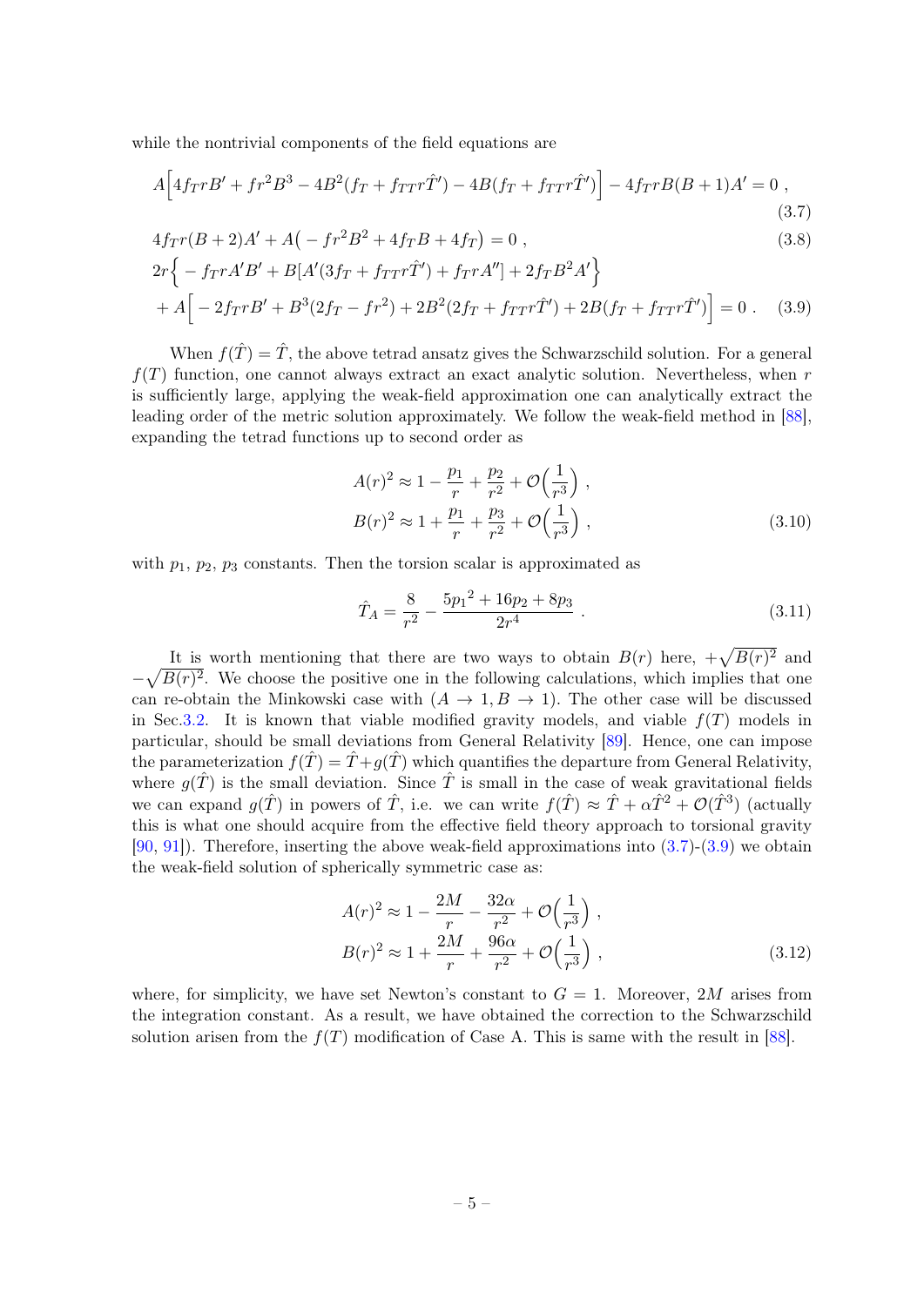while the nontrivial components of the field equations are

$$A\Big[4f_T rB' + fr^2B^3 - 4B^2(f_T + f_{TT}r\hat{T}') - 4B(f_T + f_{TT}r\hat{T}')\Big] - 4f_T rB(B+1)A' = 0\ , \tag{3.7}$$

$$4f_T r(B+2)A' + A\big(-fr^2B^2 + 4f_T B + 4f_T\big) = 0\ , \tag{3.8}$$

$$\begin{aligned} &2r\Big\{-f_T rA'B' + B[A'(3f_T + f_{TT}r\hat{T}') + f_T rA''] + 2f_T B^2A'\Big\} \\ &+ A\Big[-2f_T rB' + B^3(2f_T - fr^2) + 2B^2(2f_T + f_{TT}r\hat{T}') + 2B(f_T + f_{TT}r\hat{T}')\Big] = 0\ . \end{aligned} \tag{3.9}$$

When $f(\hat{T}) = \hat{T}$, the above tetrad ansatz gives the Schwarzschild solution. For a general $f(T)$ function, one cannot always extract an exact analytic solution. Nevertheless, when $r$ is sufficiently large, applying the weak-field approximation one can analytically extract the leading order of the metric solution approximately. We follow the weak-field method in [88], expanding the tetrad functions up to second order as

$$\begin{aligned} A(r)^2 &\approx 1 - \frac{p_1}{r} + \frac{p_2}{r^2} + \mathcal{O}\Big(\frac{1}{r^3}\Big)\ , \\ B(r)^2 &\approx 1 + \frac{p_1}{r} + \frac{p_3}{r^2} + \mathcal{O}\Big(\frac{1}{r^3}\Big)\ , \end{aligned} \tag{3.10}$$

with $p_1$, $p_2$, $p_3$ constants. Then the torsion scalar is approximated as

$$\hat{T}_A = \frac{8}{r^2} - \frac{5{p_1}^2 + 16p_2 + 8p_3}{2r^4}\ . \tag{3.11}$$

It is worth mentioning that there are two ways to obtain $B(r)$ here, $+\sqrt{B(r)^2}$ and $-\sqrt{B(r)^2}$. We choose the positive one in the following calculations, which implies that one can re-obtain the Minkowski case with $(A \to 1, B \to 1)$. The other case will be discussed in Sec.3.2. It is known that viable modified gravity models, and viable $f(T)$ models in particular, should be small deviations from General Relativity [89]. Hence, one can impose the parameterization $f(\hat{T}) = \hat{T} + g(\hat{T})$ which quantifies the departure from General Relativity, where $g(\hat{T})$ is the small deviation. Since $\hat{T}$ is small in the case of weak gravitational fields we can expand $g(\hat{T})$ in powers of $\hat{T}$, i.e. we can write $f(\hat{T}) \approx \hat{T} + \alpha\hat{T}^2 + \mathcal{O}(\hat{T}^3)$ (actually this is what one should acquire from the effective field theory approach to torsional gravity [90, 91]). Therefore, inserting the above weak-field approximations into (3.7)-(3.9) we obtain the weak-field solution of spherically symmetric case as:

$$\begin{aligned} A(r)^2 &\approx 1 - \frac{2M}{r} - \frac{32\alpha}{r^2} + \mathcal{O}\Big(\frac{1}{r^3}\Big)\ , \\ B(r)^2 &\approx 1 + \frac{2M}{r} + \frac{96\alpha}{r^2} + \mathcal{O}\Big(\frac{1}{r^3}\Big)\ , \end{aligned} \tag{3.12}$$

where, for simplicity, we have set Newton's constant to $G = 1$. Moreover, $2M$ arises from the integration constant. As a result, we have obtained the correction to the Schwarzschild solution arisen from the $f(T)$ modification of Case A. This is same with the result in [88].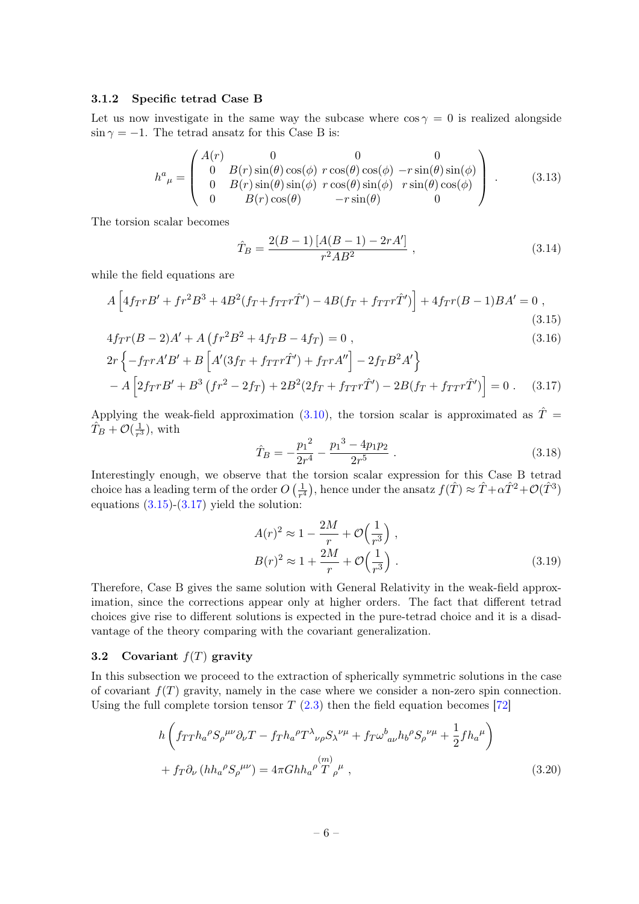### 3.1.2 Specific tetrad Case B

Let us now investigate in the same way the subcase where $\cos\gamma = 0$ is realized alongside $\sin\gamma = -1$. The tetrad ansatz for this Case B is:

$$
h^a{}_\mu = \begin{pmatrix} A(r) & 0 & 0 & 0 \\ 0 & B(r)\sin(\theta)\cos(\phi) & r\cos(\theta)\cos(\phi) & -r\sin(\theta)\sin(\phi) \\ 0 & B(r)\sin(\theta)\sin(\phi) & r\cos(\theta)\sin(\phi) & r\sin(\theta)\cos(\phi) \\ 0 & B(r)\cos(\theta) & -r\sin(\theta) & 0 \end{pmatrix} . \tag{3.13}
$$

The torsion scalar becomes

$$
\hat{T}_B = \frac{2(B-1)\left[A(B-1) - 2rA'\right]}{r^2AB^2} , \tag{3.14}
$$

while the field equations are

$$
A\left[4f_{T}rB' + fr^2B^3 + 4B^2(f_T + f_{TT}r\hat{T}') - 4B(f_T + f_{TT}r\hat{T}')\right] + 4f_Tr(B-1)BA' = 0 , \tag{3.15}
$$

$$
4f_Tr(B-2)A' + A\left(fr^2B^2 + 4f_TB - 4f_T\right) = 0 , \tag{3.16}
$$

$$
\begin{aligned}
&2r\left\{-f_{T}rA'B' + B\left[A'(3f_T + f_{TT}r\hat{T}') + f_TrA''\right] - 2f_TB^2A'\right\} \\
&- A\left[2f_TrB' + B^3\left(fr^2 - 2f_T\right) + 2B^2(2f_T + f_{TT}r\hat{T}') - 2B(f_T + f_{TT}r\hat{T}')\right] = 0 .
\end{aligned} \tag{3.17}
$$

Applying the weak-field approximation (3.10), the torsion scalar is approximated as $\hat{T} = \hat{T}_B + \mathcal{O}(\frac{1}{r^3})$, with

$$
\hat{T}_B = -\frac{{p_1}^2}{2r^4} - \frac{{p_1}^3 - 4p_1p_2}{2r^5} . \tag{3.18}
$$

Interestingly enough, we observe that the torsion scalar expression for this Case B tetrad choice has a leading term of the order $O\left(\frac{1}{r^4}\right)$, hence under the ansatz $f(\hat{T}) \approx \hat{T} + \alpha\hat{T}^2 + \mathcal{O}(\hat{T}^3)$ equations (3.15)-(3.17) yield the solution:

$$
\begin{aligned}
A(r)^2 &\approx 1 - \frac{2M}{r} + \mathcal{O}\Big(\frac{1}{r^3}\Big) , \\
B(r)^2 &\approx 1 + \frac{2M}{r} + \mathcal{O}\Big(\frac{1}{r^3}\Big) .
\end{aligned} \tag{3.19}
$$

Therefore, Case B gives the same solution with General Relativity in the weak-field approximation, since the corrections appear only at higher orders. The fact that different tetrad choices give rise to different solutions is expected in the pure-tetrad choice and it is a disadvantage of the theory comparing with the covariant generalization.

## 3.2 Covariant $f(T)$ gravity

In this subsection we proceed to the extraction of spherically symmetric solutions in the case of covariant $f(T)$ gravity, namely in the case where we consider a non-zero spin connection. Using the full complete torsion tensor $T$ (2.3) then the field equation becomes [72]

$$
\begin{aligned}
&h\left(f_{TT}h_a{}^\rho S_\rho{}^{\mu\nu}\partial_\nu T - f_T h_a{}^\rho T^\lambda{}_{\nu\rho}S_\lambda{}^{\nu\mu} + f_T\omega^b{}_{a\nu}h_b{}^\rho S_\rho{}^{\nu\mu} + \frac{1}{2}fh_a{}^\mu\right) \\
&+ f_T\partial_\nu\left(hh_a{}^\rho S_\rho{}^{\mu\nu}\right) = 4\pi G h h_a{}^\rho \overset{(m)}{T}{}_\rho{}^\mu ,
\end{aligned} \tag{3.20}
$$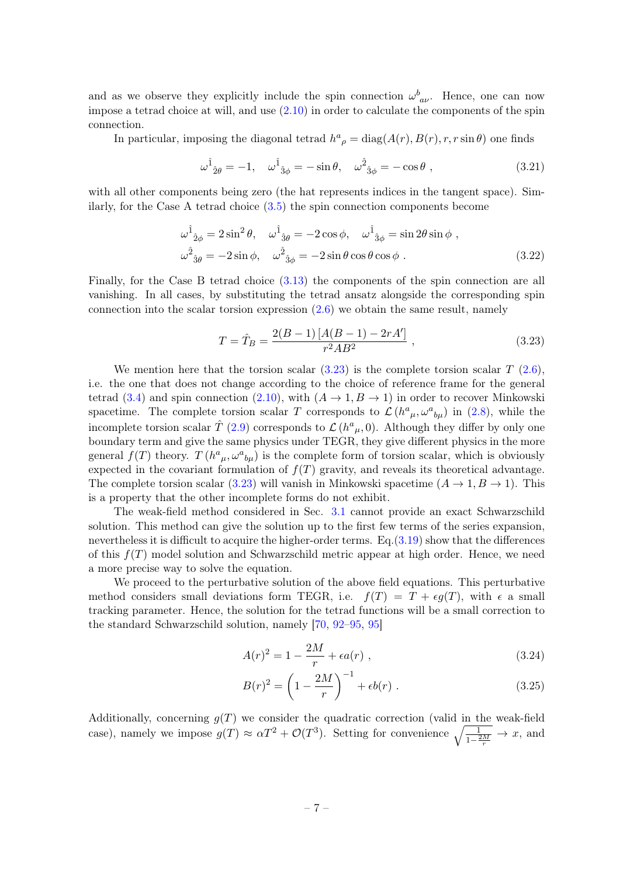and as we observe they explicitly include the spin connection $\omega^{b}{}_{a\nu}$. Hence, one can now impose a tetrad choice at will, and use (2.10) in order to calculate the components of the spin connection.

In particular, imposing the diagonal tetrad $h^{a}{}_{\rho} = \text{diag}(A(r), B(r), r, r\sin\theta)$ one finds

$$\omega^{\hat{1}}{}_{\hat{2}\theta} = -1, \quad \omega^{\hat{1}}{}_{\hat{3}\phi} = -\sin\theta, \quad \omega^{\hat{2}}{}_{\hat{3}\phi} = -\cos\theta \ , \tag{3.21}$$

with all other components being zero (the hat represents indices in the tangent space). Similarly, for the Case A tetrad choice (3.5) the spin connection components become

$$\begin{aligned}
&\omega^{\hat{1}}{}_{\hat{2}\phi} = 2\sin^2\theta, \quad \omega^{\hat{1}}{}_{\hat{3}\theta} = -2\cos\phi, \quad \omega^{\hat{1}}{}_{\hat{3}\phi} = \sin 2\theta \sin\phi \ , \\
&\omega^{\hat{2}}{}_{\hat{3}\theta} = -2\sin\phi, \quad \omega^{\hat{2}}{}_{\hat{3}\phi} = -2\sin\theta\cos\theta\cos\phi \ .
\end{aligned} \tag{3.22}$$

Finally, for the Case B tetrad choice (3.13) the components of the spin connection are all vanishing. In all cases, by substituting the tetrad ansatz alongside the corresponding spin connection into the scalar torsion expression (2.6) we obtain the same result, namely

$$T = \hat{T}_B = \frac{2(B-1)\left[A(B-1) - 2rA'\right]}{r^2 A B^2} \ , \tag{3.23}$$

We mention here that the torsion scalar (3.23) is the complete torsion scalar $T$ (2.6), i.e. the one that does not change according to the choice of reference frame for the general tetrad (3.4) and spin connection (2.10), with $(A \to 1, B \to 1)$ in order to recover Minkowski spacetime. The complete torsion scalar $T$ corresponds to $\mathcal{L}\left(h^{a}{}_{\mu}, \omega^{a}{}_{b\mu}\right)$ in (2.8), while the incomplete torsion scalar $\hat{T}$ (2.9) corresponds to $\mathcal{L}\left(h^{a}{}_{\mu}, 0\right)$. Although they differ by only one boundary term and give the same physics under TEGR, they give different physics in the more general $f(T)$ theory. $T\left(h^{a}{}_{\mu}, \omega^{a}{}_{b\mu}\right)$ is the complete form of torsion scalar, which is obviously expected in the covariant formulation of $f(T)$ gravity, and reveals its theoretical advantage. The complete torsion scalar (3.23) will vanish in Minkowski spacetime $(A \to 1, B \to 1)$. This is a property that the other incomplete forms do not exhibit.

The weak-field method considered in Sec. 3.1 cannot provide an exact Schwarzschild solution. This method can give the solution up to the first few terms of the series expansion, nevertheless it is difficult to acquire the higher-order terms. Eq.(3.19) show that the differences of this $f(T)$ model solution and Schwarzschild metric appear at high order. Hence, we need a more precise way to solve the equation.

We proceed to the perturbative solution of the above field equations. This perturbative method considers small deviations form TEGR, i.e. $f(T) = T + \epsilon g(T)$, with $\epsilon$ a small tracking parameter. Hence, the solution for the tetrad functions will be a small correction to the standard Schwarzschild solution, namely [70, 92–95, 95]

$$A(r)^2 = 1 - \frac{2M}{r} + \epsilon a(r) \ , \tag{3.24}$$

$$B(r)^2 = \left(1 - \frac{2M}{r}\right)^{-1} + \epsilon b(r) \ . \tag{3.25}$$

Additionally, concerning $g(T)$ we consider the quadratic correction (valid in the weak-field case), namely we impose $g(T) \approx \alpha T^2 + \mathcal{O}(T^3)$. Setting for convenience $\sqrt{\frac{1}{1-\frac{2M}{r}}} \to x$, and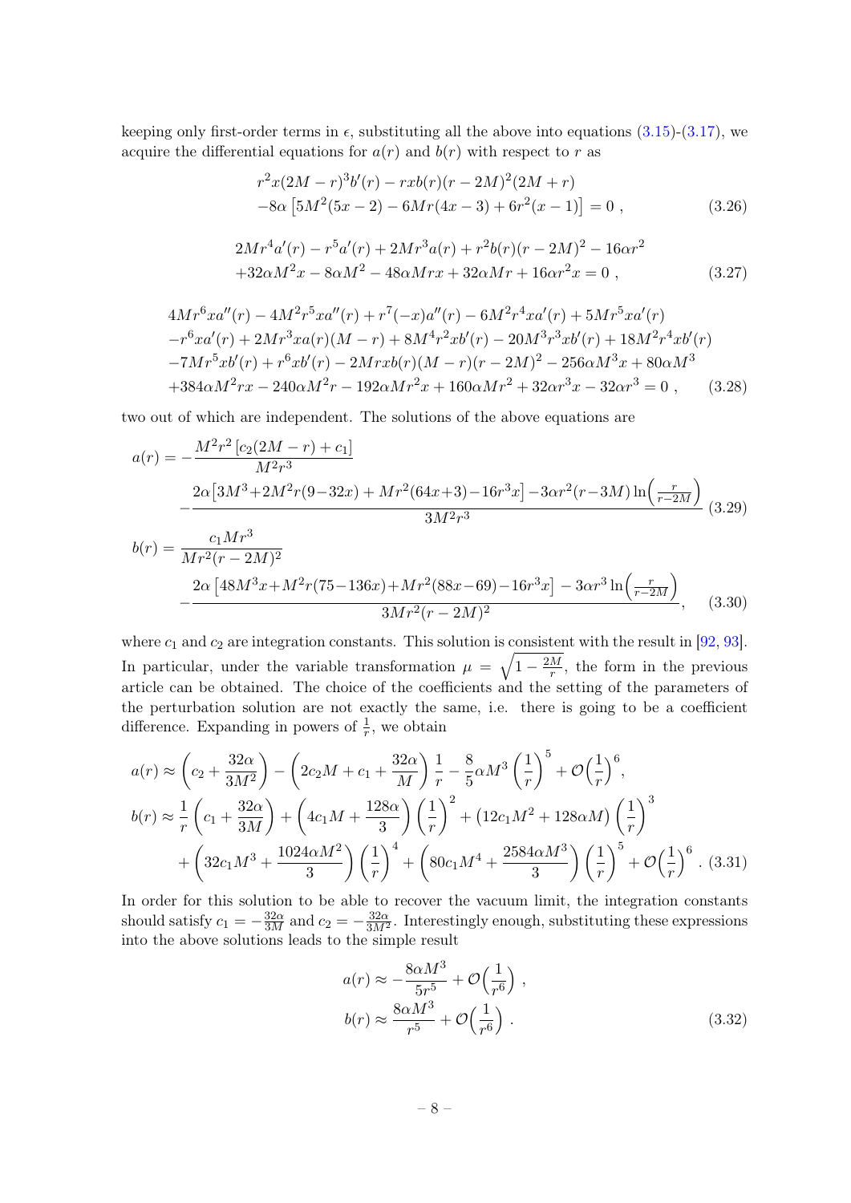keeping only first-order terms in $\epsilon$, substituting all the above into equations (3.15)-(3.17), we acquire the differential equations for $a(r)$ and $b(r)$ with respect to $r$ as

$$
\begin{aligned}
&r^2x(2M-r)^3b'(r) - rxb(r)(r-2M)^2(2M+r) \\
&-8\alpha\left[5M^2(5x-2) - 6Mr(4x-3) + 6r^2(x-1)\right] = 0 \ ,
\end{aligned}
\tag{3.26}
$$

$$
\begin{aligned}
&2Mr^4a'(r) - r^5a'(r) + 2Mr^3a(r) + r^2b(r)(r-2M)^2 - 16\alpha r^2 \\
&+32\alpha M^2x - 8\alpha M^2 - 48\alpha Mrx + 32\alpha Mr + 16\alpha r^2 x = 0 \ ,
\end{aligned}
\tag{3.27}
$$

$$
\begin{aligned}
&4Mr^6xa''(r) - 4M^2r^5xa''(r) + r^7(-x)a''(r) - 6M^2r^4xa'(r) + 5Mr^5xa'(r) \\
&-r^6xa'(r) + 2Mr^3xa(r)(M-r) + 8M^4r^2xb'(r) - 20M^3r^3xb'(r) + 18M^2r^4xb'(r) \\
&-7Mr^5xb'(r) + r^6xb'(r) - 2Mrxb(r)(M-r)(r-2M)^2 - 256\alpha M^3x + 80\alpha M^3 \\
&+384\alpha M^2rx - 240\alpha M^2r - 192\alpha Mr^2x + 160\alpha Mr^2 + 32\alpha r^3x - 32\alpha r^3 = 0 \ ,
\end{aligned}
\tag{3.28}
$$

two out of which are independent. The solutions of the above equations are

$$
\begin{aligned}
a(r) =& -\frac{M^2r^2\left[c_2(2M-r)+c_1\right]}{M^2r^3} \\
&-\frac{2\alpha\left[3M^3+2M^2r(9-32x)+Mr^2(64x+3)-16r^3x\right]-3\alpha r^2(r-3M)\ln\left(\frac{r}{r-2M}\right)}{3M^2r^3}
\end{aligned}
\tag{3.29}
$$

$$
\begin{aligned}
b(r) =& \frac{c_1Mr^3}{Mr^2(r-2M)^2} \\
&-\frac{2\alpha\left[48M^3x+M^2r(75-136x)+Mr^2(88x-69)-16r^3x\right]-3\alpha r^3\ln\left(\frac{r}{r-2M}\right)}{3Mr^2(r-2M)^2},
\end{aligned}
\tag{3.30}
$$

where $c_1$ and $c_2$ are integration constants. This solution is consistent with the result in [92, 93]. In particular, under the variable transformation $\mu = \sqrt{1-\frac{2M}{r}}$, the form in the previous article can be obtained. The choice of the coefficients and the setting of the parameters of the perturbation solution are not exactly the same, i.e. there is going to be a coefficient difference. Expanding in powers of $\frac{1}{r}$, we obtain

$$
\begin{aligned}
a(r) \approx& \left(c_2+\frac{32\alpha}{3M^2}\right) - \left(2c_2M + c_1 + \frac{32\alpha}{M}\right)\frac{1}{r} - \frac{8}{5}\alpha M^3\left(\frac{1}{r}\right)^5 + \mathcal{O}\Big(\frac{1}{r}\Big)^6, \\
b(r) \approx& \frac{1}{r}\left(c_1+\frac{32\alpha}{3M}\right) + \left(4c_1M+\frac{128\alpha}{3}\right)\left(\frac{1}{r}\right)^2 + \left(12c_1M^2+128\alpha M\right)\left(\frac{1}{r}\right)^3 \\
&+\left(32c_1M^3+\frac{1024\alpha M^2}{3}\right)\left(\frac{1}{r}\right)^4 + \left(80c_1M^4+\frac{2584\alpha M^3}{3}\right)\left(\frac{1}{r}\right)^5 + \mathcal{O}\Big(\frac{1}{r}\Big)^6 \ .
\end{aligned}
\tag{3.31}
$$

In order for this solution to be able to recover the vacuum limit, the integration constants should satisfy $c_1 = -\frac{32\alpha}{3M}$ and $c_2 = -\frac{32\alpha}{3M^2}$. Interestingly enough, substituting these expressions into the above solutions leads to the simple result

$$
\begin{aligned}
a(r) &\approx -\frac{8\alpha M^3}{5r^5} + \mathcal{O}\Big(\frac{1}{r^6}\Big) \ , \\
b(r) &\approx \frac{8\alpha M^3}{r^5} + \mathcal{O}\Big(\frac{1}{r^6}\Big) \ .
\end{aligned}
\tag{3.32}
$$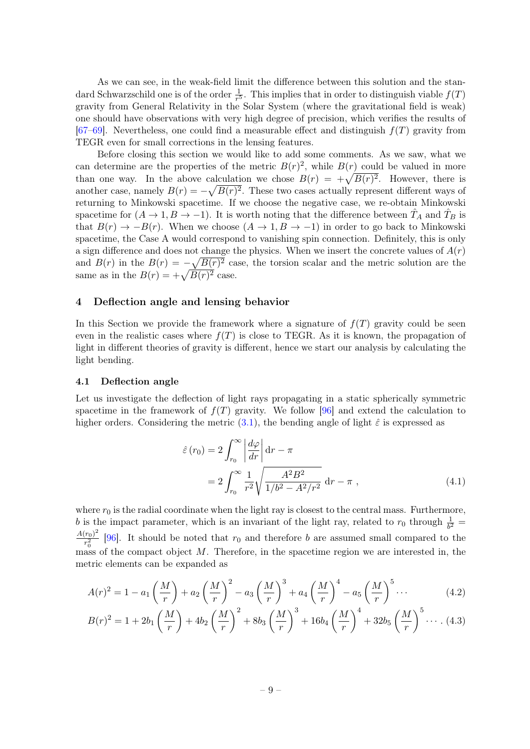As we can see, in the weak-field limit the difference between this solution and the standard Schwarzschild one is of the order $\frac{1}{r^5}$. This implies that in order to distinguish viable $f(T)$ gravity from General Relativity in the Solar System (where the gravitational field is weak) one should have observations with very high degree of precision, which verifies the results of [67–69]. Nevertheless, one could find a measurable effect and distinguish $f(T)$ gravity from TEGR even for small corrections in the lensing features.

Before closing this section we would like to add some comments. As we saw, what we can determine are the properties of the metric $B(r)^2$, while $B(r)$ could be valued in more than one way. In the above calculation we chose $B(r) = +\sqrt{B(r)^2}$. However, there is another case, namely $B(r) = -\sqrt{B(r)^2}$. These two cases actually represent different ways of returning to Minkowski spacetime. If we choose the negative case, we re-obtain Minkowski spacetime for $(A \to 1, B \to -1)$. It is worth noting that the difference between $\hat{T}_A$ and $\hat{T}_B$ is that $B(r) \to -B(r)$. When we choose $(A \to 1, B \to -1)$ in order to go back to Minkowski spacetime, the Case A would correspond to vanishing spin connection. Definitely, this is only a sign difference and does not change the physics. When we insert the concrete values of $A(r)$ and $B(r)$ in the $B(r) = -\sqrt{B(r)^2}$ case, the torsion scalar and the metric solution are the same as in the $B(r) = +\sqrt{B(r)^2}$ case.

## 4 Deflection angle and lensing behavior

In this Section we provide the framework where a signature of $f(T)$ gravity could be seen even in the realistic cases where $f(T)$ is close to TEGR. As it is known, the propagation of light in different theories of gravity is different, hence we start our analysis by calculating the light bending.

### 4.1 Deflection angle

Let us investigate the deflection of light rays propagating in a static spherically symmetric spacetime in the framework of $f(T)$ gravity. We follow [96] and extend the calculation to higher orders. Considering the metric (3.1), the bending angle of light $\hat{\varepsilon}$ is expressed as

$$
\begin{aligned}
\hat{\varepsilon}(r_0) &= 2\int_{r_0}^{\infty} \left|\frac{d\varphi}{dr}\right| \mathrm{d}r - \pi \\
&= 2\int_{r_0}^{\infty} \frac{1}{r^2}\sqrt{\frac{A^2B^2}{1/b^2 - A^2/r^2}}\ \mathrm{d}r - \pi \ ,
\end{aligned}
\tag{4.1}
$$

where $r_0$ is the radial coordinate when the light ray is closest to the central mass. Furthermore, $b$ is the impact parameter, which is an invariant of the light ray, related to $r_0$ through $\frac{1}{b^2} = \frac{A(r_0)^2}{r_0^2}$ [96]. It should be noted that $r_0$ and therefore $b$ are assumed small compared to the mass of the compact object $M$. Therefore, in the spacetime region we are interested in, the metric elements can be expanded as

$$
A(r)^2 = 1 - a_1\left(\frac{M}{r}\right) + a_2\left(\frac{M}{r}\right)^2 - a_3\left(\frac{M}{r}\right)^3 + a_4\left(\frac{M}{r}\right)^4 - a_5\left(\frac{M}{r}\right)^5 \cdots \tag{4.2}
$$

$$
B(r)^2 = 1 + 2b_1\left(\frac{M}{r}\right) + 4b_2\left(\frac{M}{r}\right)^2 + 8b_3\left(\frac{M}{r}\right)^3 + 16b_4\left(\frac{M}{r}\right)^4 + 32b_5\left(\frac{M}{r}\right)^5 \cdots . \tag{4.3}
$$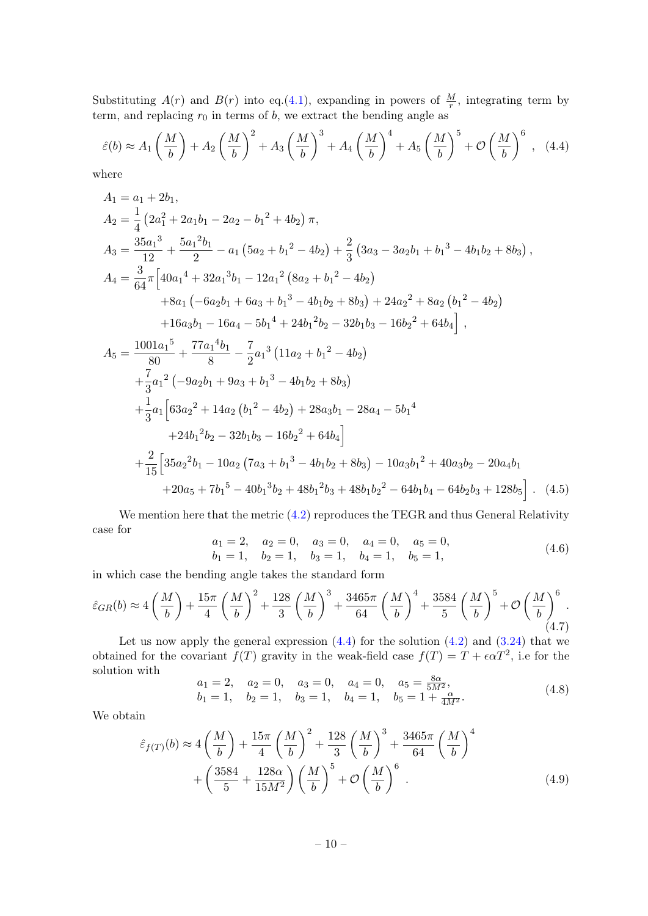Substituting $A(r)$ and $B(r)$ into eq.(4.1), expanding in powers of $\frac{M}{r}$, integrating term by term, and replacing $r_0$ in terms of $b$, we extract the bending angle as

$$\hat{\varepsilon}(b) \approx A_1\left(\frac{M}{b}\right) + A_2\left(\frac{M}{b}\right)^2 + A_3\left(\frac{M}{b}\right)^3 + A_4\left(\frac{M}{b}\right)^4 + A_5\left(\frac{M}{b}\right)^5 + \mathcal{O}\left(\frac{M}{b}\right)^6 , \quad (4.4)$$

where

$$\begin{aligned}
A_1 &= a_1 + 2b_1, \\
A_2 &= \frac{1}{4}\left(2a_1^2 + 2a_1b_1 - 2a_2 - {b_1}^2 + 4b_2\right)\pi, \\
A_3 &= \frac{35{a_1}^3}{12} + \frac{5{a_1}^2 b_1}{2} - a_1\left(5a_2 + {b_1}^2 - 4b_2\right) + \frac{2}{3}\left(3a_3 - 3a_2b_1 + {b_1}^3 - 4b_1b_2 + 8b_3\right), \\
A_4 &= \frac{3}{64}\pi\Big[40{a_1}^4 + 32{a_1}^3 b_1 - 12{a_1}^2\left(8a_2 + {b_1}^2 - 4b_2\right) \\
&\qquad + 8a_1\left(-6a_2b_1 + 6a_3 + {b_1}^3 - 4b_1b_2 + 8b_3\right) + 24{a_2}^2 + 8a_2\left({b_1}^2 - 4b_2\right) \\
&\qquad + 16a_3b_1 - 16a_4 - 5{b_1}^4 + 24{b_1}^2 b_2 - 32b_1b_3 - 16{b_2}^2 + 64b_4\Big] , \\
A_5 &= \frac{1001{a_1}^5}{80} + \frac{77{a_1}^4 b_1}{8} - \frac{7}{2}{a_1}^3\left(11a_2 + {b_1}^2 - 4b_2\right) \\
&\quad + \frac{7}{3}{a_1}^2\left(-9a_2b_1 + 9a_3 + {b_1}^3 - 4b_1b_2 + 8b_3\right) \\
&\quad + \frac{1}{3}a_1\Big[63{a_2}^2 + 14a_2\left({b_1}^2 - 4b_2\right) + 28a_3b_1 - 28a_4 - 5{b_1}^4 \\
&\qquad + 24{b_1}^2 b_2 - 32b_1b_3 - 16{b_2}^2 + 64b_4\Big] \\
&\quad + \frac{2}{15}\Big[35{a_2}^2 b_1 - 10a_2\left(7a_3 + {b_1}^3 - 4b_1b_2 + 8b_3\right) - 10a_3{b_1}^2 + 40a_3b_2 - 20a_4b_1 \\
&\qquad + 20a_5 + 7{b_1}^5 - 40{b_1}^3 b_2 + 48{b_1}^2 b_3 + 48b_1{b_2}^2 - 64b_1b_4 - 64b_2b_3 + 128b_5\Big] . \quad (4.5)
\end{aligned}$$

We mention here that the metric (4.2) reproduces the TEGR and thus General Relativity case for

$$\begin{aligned}
&a_1 = 2, \quad a_2 = 0, \quad a_3 = 0, \quad a_4 = 0, \quad a_5 = 0, \\
&b_1 = 1, \quad b_2 = 1, \quad b_3 = 1, \quad b_4 = 1, \quad b_5 = 1,
\end{aligned} \quad (4.6)$$

in which case the bending angle takes the standard form

$$\hat{\varepsilon}_{GR}(b) \approx 4\left(\frac{M}{b}\right) + \frac{15\pi}{4}\left(\frac{M}{b}\right)^2 + \frac{128}{3}\left(\frac{M}{b}\right)^3 + \frac{3465\pi}{64}\left(\frac{M}{b}\right)^4 + \frac{3584}{5}\left(\frac{M}{b}\right)^5 + \mathcal{O}\left(\frac{M}{b}\right)^6 . \quad (4.7)$$

Let us now apply the general expression (4.4) for the solution (4.2) and (3.24) that we obtained for the covariant $f(T)$ gravity in the weak-field case $f(T) = T + \epsilon\alpha T^2$, i.e for the solution with

$$\begin{aligned}
&a_1 = 2, \quad a_2 = 0, \quad a_3 = 0, \quad a_4 = 0, \quad a_5 = \tfrac{8\alpha}{5M^2}, \\
&b_1 = 1, \quad b_2 = 1, \quad b_3 = 1, \quad b_4 = 1, \quad b_5 = 1 + \tfrac{\alpha}{4M^2}.
\end{aligned} \quad (4.8)$$

We obtain

$$\begin{aligned}
\hat{\varepsilon}_{f(T)}(b) \approx\ & 4\left(\frac{M}{b}\right) + \frac{15\pi}{4}\left(\frac{M}{b}\right)^2 + \frac{128}{3}\left(\frac{M}{b}\right)^3 + \frac{3465\pi}{64}\left(\frac{M}{b}\right)^4 \\
& + \left(\frac{3584}{5} + \frac{128\alpha}{15M^2}\right)\left(\frac{M}{b}\right)^5 + \mathcal{O}\left(\frac{M}{b}\right)^6 .
\end{aligned} \quad (4.9)$$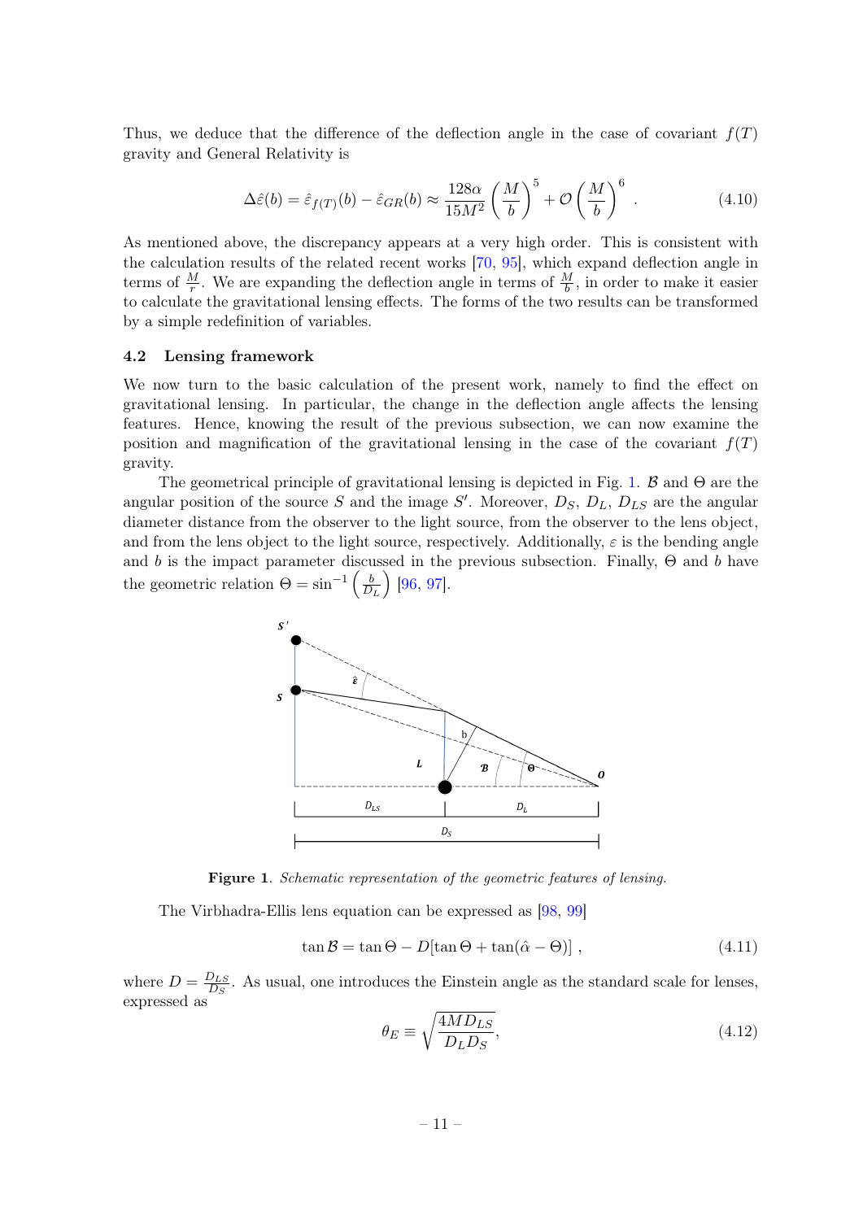Thus, we deduce that the difference of the deflection angle in the case of covariant $f(T)$ gravity and General Relativity is

$$\Delta\hat{\varepsilon}(b) = \hat{\varepsilon}_{f(T)}(b) - \hat{\varepsilon}_{GR}(b) \approx \frac{128\alpha}{15M^2}\left(\frac{M}{b}\right)^5 + \mathcal{O}\left(\frac{M}{b}\right)^6 . \tag{4.10}$$

As mentioned above, the discrepancy appears at a very high order. This is consistent with the calculation results of the related recent works [70, 95], which expand deflection angle in terms of $\frac{M}{r}$. We are expanding the deflection angle in terms of $\frac{M}{b}$, in order to make it easier to calculate the gravitational lensing effects. The forms of the two results can be transformed by a simple redefinition of variables.

### 4.2 Lensing framework

We now turn to the basic calculation of the present work, namely to find the effect on gravitational lensing. In particular, the change in the deflection angle affects the lensing features. Hence, knowing the result of the previous subsection, we can now examine the position and magnification of the gravitational lensing in the case of the covariant $f(T)$ gravity.

The geometrical principle of gravitational lensing is depicted in Fig. 1. $\mathcal{B}$ and $\Theta$ are the angular position of the source $S$ and the image $S'$. Moreover, $D_S$, $D_L$, $D_{LS}$ are the angular diameter distance from the observer to the light source, from the observer to the lens object, and from the lens object to the light source, respectively. Additionally, $\varepsilon$ is the bending angle and $b$ is the impact parameter discussed in the previous subsection. Finally, $\Theta$ and $b$ have the geometric relation $\Theta = \sin^{-1}\left(\frac{b}{D_L}\right)$ [96, 97].

**Figure 1**. *Schematic representation of the geometric features of lensing.*

The Virbhadra-Ellis lens equation can be expressed as [98, 99]

$$\tan\mathcal{B} = \tan\Theta - D[\tan\Theta + \tan(\hat{\alpha} - \Theta)] , \tag{4.11}$$

where $D = \frac{D_{LS}}{D_S}$. As usual, one introduces the Einstein angle as the standard scale for lenses, expressed as

$$\theta_E \equiv \sqrt{\frac{4MD_{LS}}{D_L D_S}}, \tag{4.12}$$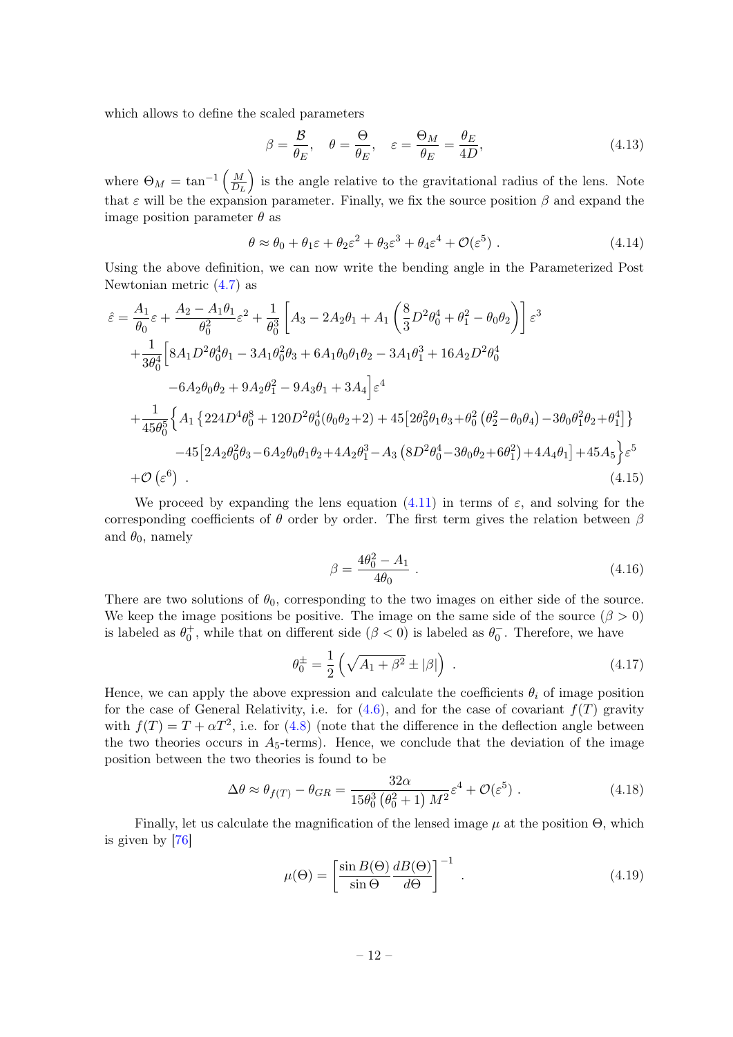which allows to define the scaled parameters

$$\beta = \frac{\mathcal{B}}{\theta_E}, \quad \theta = \frac{\Theta}{\theta_E}, \quad \varepsilon = \frac{\Theta_M}{\theta_E} = \frac{\theta_E}{4D}, \tag{4.13}$$

where $\Theta_M = \tan^{-1}\left(\frac{M}{D_L}\right)$ is the angle relative to the gravitational radius of the lens. Note that $\varepsilon$ will be the expansion parameter. Finally, we fix the source position $\beta$ and expand the image position parameter $\theta$ as

$$\theta \approx \theta_0 + \theta_1\varepsilon + \theta_2\varepsilon^2 + \theta_3\varepsilon^3 + \theta_4\varepsilon^4 + \mathcal{O}(\varepsilon^5) \ . \tag{4.14}$$

Using the above definition, we can now write the bending angle in the Parameterized Post Newtonian metric (4.7) as

$$\begin{aligned}
\hat{\varepsilon} = &\frac{A_1}{\theta_0}\varepsilon + \frac{A_2 - A_1\theta_1}{\theta_0^2}\varepsilon^2 + \frac{1}{\theta_0^3}\left[A_3 - 2A_2\theta_1 + A_1\left(\frac{8}{3}D^2\theta_0^4 + \theta_1^2 - \theta_0\theta_2\right)\right]\varepsilon^3 \\
&+\frac{1}{3\theta_0^4}\Big[8A_1D^2\theta_0^4\theta_1 - 3A_1\theta_0^2\theta_3 + 6A_1\theta_0\theta_1\theta_2 - 3A_1\theta_1^3 + 16A_2D^2\theta_0^4 \\
&\qquad -6A_2\theta_0\theta_2 + 9A_2\theta_1^2 - 9A_3\theta_1 + 3A_4\Big]\varepsilon^4 \\
&+\frac{1}{45\theta_0^5}\Big\{A_1\left\{224D^4\theta_0^8 + 120D^2\theta_0^4(\theta_0\theta_2+2) + 45\big[2\theta_0^2\theta_1\theta_3 + \theta_0^2\left(\theta_2^2 - \theta_0\theta_4\right) - 3\theta_0\theta_1^2\theta_2 + \theta_1^4\big]\right\} \\
&\qquad -45\big[2A_2\theta_0^2\theta_3 - 6A_2\theta_0\theta_1\theta_2 + 4A_2\theta_1^3 - A_3\left(8D^2\theta_0^4 - 3\theta_0\theta_2 + 6\theta_1^2\right) + 4A_4\theta_1\big] + 45A_5\Big\}\varepsilon^5 \\
&+\mathcal{O}\left(\varepsilon^6\right) \ .
\end{aligned} \tag{4.15}$$

We proceed by expanding the lens equation (4.11) in terms of $\varepsilon$, and solving for the corresponding coefficients of $\theta$ order by order. The first term gives the relation between $\beta$ and $\theta_0$, namely

$$\beta = \frac{4\theta_0^2 - A_1}{4\theta_0} \ . \tag{4.16}$$

There are two solutions of $\theta_0$, corresponding to the two images on either side of the source. We keep the image positions be positive. The image on the same side of the source ($\beta > 0$) is labeled as $\theta_0^+$, while that on different side ($\beta < 0$) is labeled as $\theta_0^-$. Therefore, we have

$$\theta_0^{\pm} = \frac{1}{2}\left(\sqrt{A_1 + \beta^2} \pm |\beta|\right) \ . \tag{4.17}$$

Hence, we can apply the above expression and calculate the coefficients $\theta_i$ of image position for the case of General Relativity, i.e. for (4.6), and for the case of covariant $f(T)$ gravity with $f(T) = T + \alpha T^2$, i.e. for (4.8) (note that the difference in the deflection angle between the two theories occurs in $A_5$-terms). Hence, we conclude that the deviation of the image position between the two theories is found to be

$$\Delta\theta \approx \theta_{f(T)} - \theta_{GR} = \frac{32\alpha}{15\theta_0^3\left(\theta_0^2+1\right)M^2}\varepsilon^4 + \mathcal{O}(\varepsilon^5) \ . \tag{4.18}$$

Finally, let us calculate the magnification of the lensed image $\mu$ at the position $\Theta$, which is given by [76]

$$\mu(\Theta) = \left[\frac{\sin B(\Theta)}{\sin\Theta}\frac{dB(\Theta)}{d\Theta}\right]^{-1} \ . \tag{4.19}$$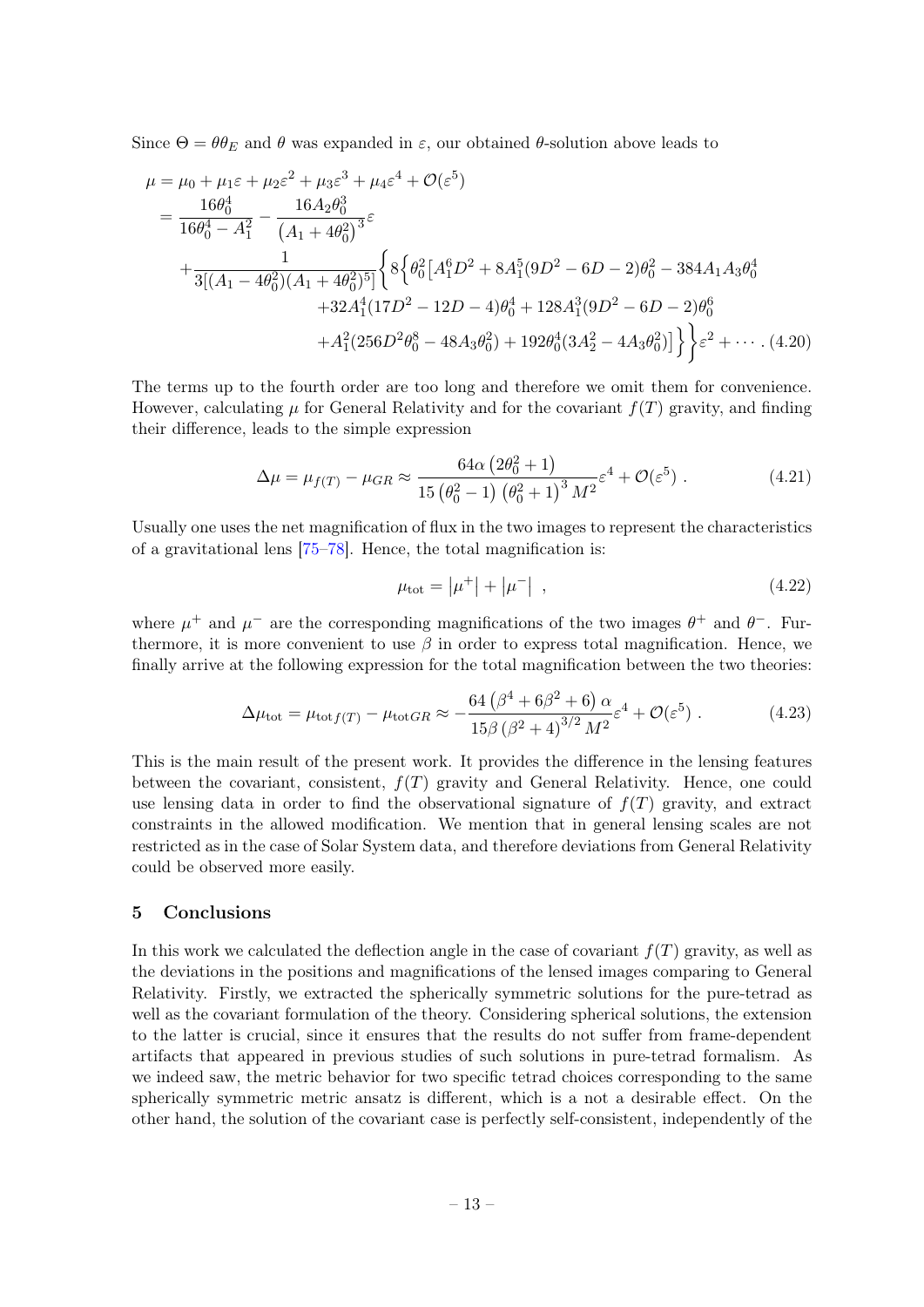Since $\Theta = \theta\theta_E$ and $\theta$ was expanded in $\varepsilon$, our obtained $\theta$-solution above leads to

$$
\begin{aligned}
\mu &= \mu_0 + \mu_1\varepsilon + \mu_2\varepsilon^2 + \mu_3\varepsilon^3 + \mu_4\varepsilon^4 + \mathcal{O}(\varepsilon^5) \\
&= \frac{16\theta_0^4}{16\theta_0^4 - A_1^2} - \frac{16A_2\theta_0^3}{\left(A_1 + 4\theta_0^2\right)^3}\varepsilon \\
&\quad + \frac{1}{3[(A_1 - 4\theta_0^2)(A_1 + 4\theta_0^2)^5]}\Big\{8\Big\{\theta_0^2\big[A_1^6 D^2 + 8A_1^5(9D^2 - 6D - 2)\theta_0^2 - 384A_1A_3\theta_0^4 \\
&\qquad + 32A_1^4(17D^2 - 12D - 4)\theta_0^4 + 128A_1^3(9D^2 - 6D - 2)\theta_0^6 \\
&\qquad + A_1^2(256D^2\theta_0^8 - 48A_3\theta_0^2) + 192\theta_0^4(3A_2^2 - 4A_3\theta_0^2)\big]\Big\}\Big\}\varepsilon^2 + \cdots . \quad (4.20)
\end{aligned}
$$

The terms up to the fourth order are too long and therefore we omit them for convenience. However, calculating $\mu$ for General Relativity and for the covariant $f(T)$ gravity, and finding their difference, leads to the simple expression

$$
\Delta\mu = \mu_{f(T)} - \mu_{GR} \approx \frac{64\alpha\left(2\theta_0^2 + 1\right)}{15\left(\theta_0^2 - 1\right)\left(\theta_0^2 + 1\right)^3 M^2}\varepsilon^4 + \mathcal{O}(\varepsilon^5)\ . \quad (4.21)
$$

Usually one uses the net magnification of flux in the two images to represent the characteristics of a gravitational lens [75–78]. Hence, the total magnification is:

$$
\mu_{\text{tot}} = \left|\mu^+\right| + \left|\mu^-\right|\ , \quad (4.22)
$$

where $\mu^+$ and $\mu^-$ are the corresponding magnifications of the two images $\theta^+$ and $\theta^-$. Furthermore, it is more convenient to use $\beta$ in order to express total magnification. Hence, we finally arrive at the following expression for the total magnification between the two theories:

$$
\Delta\mu_{\text{tot}} = \mu_{\text{tot}f(T)} - \mu_{\text{tot}GR} \approx -\frac{64\left(\beta^4 + 6\beta^2 + 6\right)\alpha}{15\beta\left(\beta^2 + 4\right)^{3/2}M^2}\varepsilon^4 + \mathcal{O}(\varepsilon^5)\ . \quad (4.23)
$$

This is the main result of the present work. It provides the difference in the lensing features between the covariant, consistent, $f(T)$ gravity and General Relativity. Hence, one could use lensing data in order to find the observational signature of $f(T)$ gravity, and extract constraints in the allowed modification. We mention that in general lensing scales are not restricted as in the case of Solar System data, and therefore deviations from General Relativity could be observed more easily.

## 5 Conclusions

In this work we calculated the deflection angle in the case of covariant $f(T)$ gravity, as well as the deviations in the positions and magnifications of the lensed images comparing to General Relativity. Firstly, we extracted the spherically symmetric solutions for the pure-tetrad as well as the covariant formulation of the theory. Considering spherical solutions, the extension to the latter is crucial, since it ensures that the results do not suffer from frame-dependent artifacts that appeared in previous studies of such solutions in pure-tetrad formalism. As we indeed saw, the metric behavior for two specific tetrad choices corresponding to the same spherically symmetric metric ansatz is different, which is a not a desirable effect. On the other hand, the solution of the covariant case is perfectly self-consistent, independently of the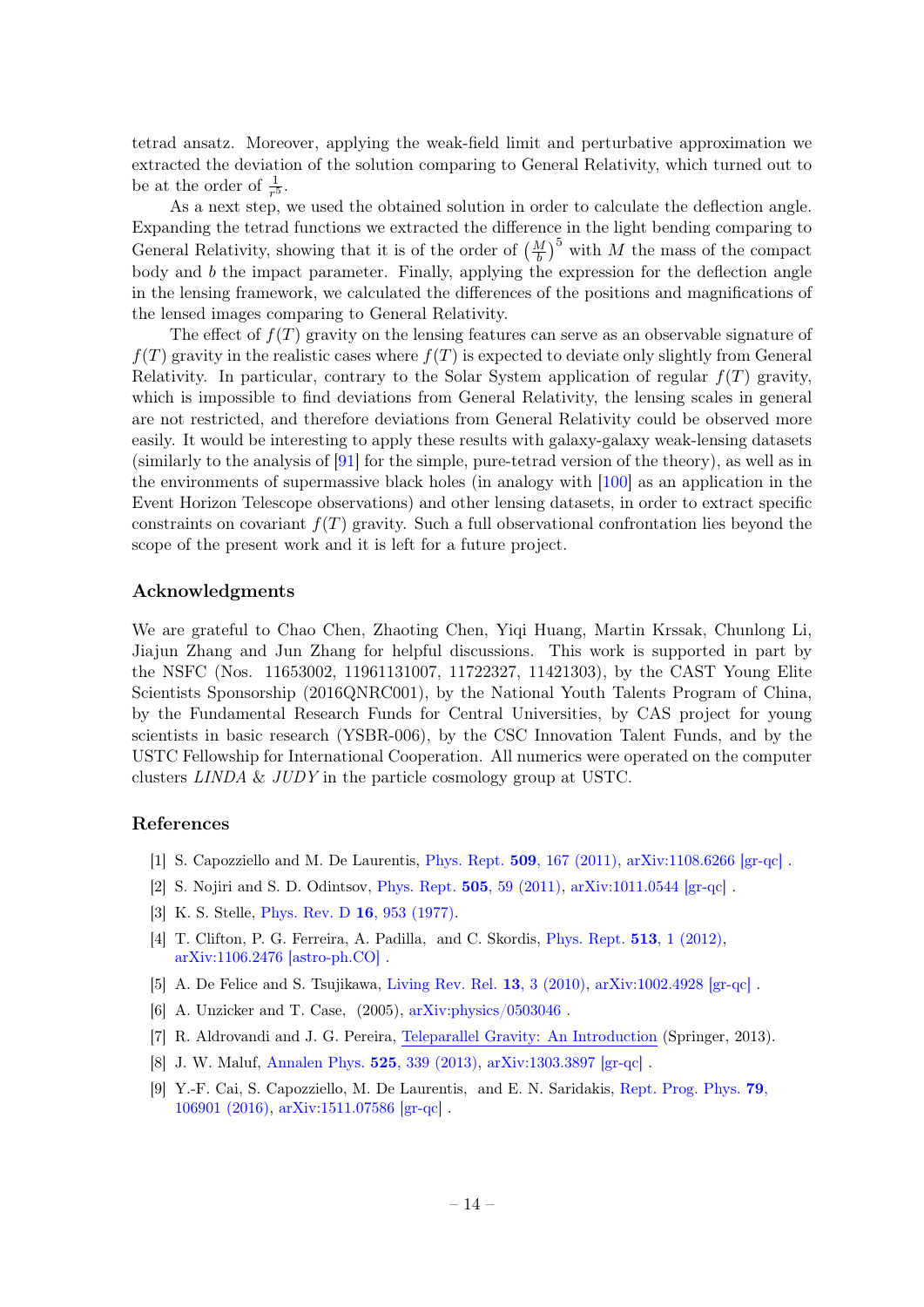tetrad ansatz. Moreover, applying the weak-field limit and perturbative approximation we extracted the deviation of the solution comparing to General Relativity, which turned out to be at the order of $\frac{1}{r^5}$.

As a next step, we used the obtained solution in order to calculate the deflection angle. Expanding the tetrad functions we extracted the difference in the light bending comparing to General Relativity, showing that it is of the order of $\left(\frac{M}{b}\right)^5$ with $M$ the mass of the compact body and $b$ the impact parameter. Finally, applying the expression for the deflection angle in the lensing framework, we calculated the differences of the positions and magnifications of the lensed images comparing to General Relativity.

The effect of $f(T)$ gravity on the lensing features can serve as an observable signature of $f(T)$ gravity in the realistic cases where $f(T)$ is expected to deviate only slightly from General Relativity. In particular, contrary to the Solar System application of regular $f(T)$ gravity, which is impossible to find deviations from General Relativity, the lensing scales in general are not restricted, and therefore deviations from General Relativity could be observed more easily. It would be interesting to apply these results with galaxy-galaxy weak-lensing datasets (similarly to the analysis of [91] for the simple, pure-tetrad version of the theory), as well as in the environments of supermassive black holes (in analogy with [100] as an application in the Event Horizon Telescope observations) and other lensing datasets, in order to extract specific constraints on covariant $f(T)$ gravity. Such a full observational confrontation lies beyond the scope of the present work and it is left for a future project.

## Acknowledgments

We are grateful to Chao Chen, Zhaoting Chen, Yiqi Huang, Martin Krssak, Chunlong Li, Jiajun Zhang and Jun Zhang for helpful discussions. This work is supported in part by the NSFC (Nos. 11653002, 11961131007, 11722327, 11421303), by the CAST Young Elite Scientists Sponsorship (2016QNRC001), by the National Youth Talents Program of China, by the Fundamental Research Funds for Central Universities, by CAS project for young scientists in basic research (YSBR-006), by the CSC Innovation Talent Funds, and by the USTC Fellowship for International Cooperation. All numerics were operated on the computer clusters *LINDA* & *JUDY* in the particle cosmology group at USTC.

## References

[1] S. Capozziello and M. De Laurentis, Phys. Rept. **509**, 167 (2011), arXiv:1108.6266 [gr-qc] .

[2] S. Nojiri and S. D. Odintsov, Phys. Rept. **505**, 59 (2011), arXiv:1011.0544 [gr-qc] .

[3] K. S. Stelle, Phys. Rev. D **16**, 953 (1977).

[4] T. Clifton, P. G. Ferreira, A. Padilla, and C. Skordis, Phys. Rept. **513**, 1 (2012), arXiv:1106.2476 [astro-ph.CO] .

[5] A. De Felice and S. Tsujikawa, Living Rev. Rel. **13**, 3 (2010), arXiv:1002.4928 [gr-qc] .

[6] A. Unzicker and T. Case, (2005), arXiv:physics/0503046 .

[7] R. Aldrovandi and J. G. Pereira, Teleparallel Gravity: An Introduction (Springer, 2013).

[8] J. W. Maluf, Annalen Phys. **525**, 339 (2013), arXiv:1303.3897 [gr-qc] .

[9] Y.-F. Cai, S. Capozziello, M. De Laurentis, and E. N. Saridakis, Rept. Prog. Phys. **79**, 106901 (2016), arXiv:1511.07586 [gr-qc] .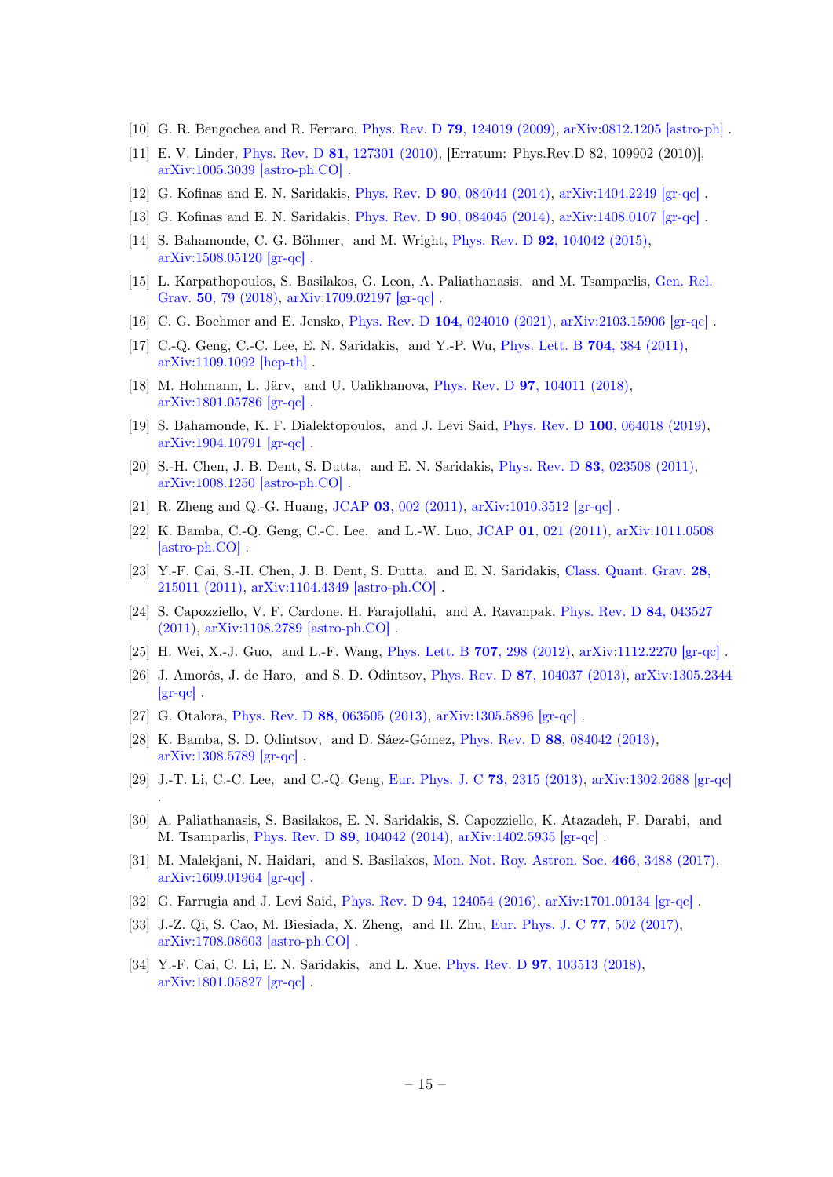[10] G. R. Bengochea and R. Ferraro, Phys. Rev. D **79**, 124019 (2009), arXiv:0812.1205 [astro-ph] .

[11] E. V. Linder, Phys. Rev. D **81**, 127301 (2010), [Erratum: Phys.Rev.D 82, 109902 (2010)], arXiv:1005.3039 [astro-ph.CO] .

[12] G. Kofinas and E. N. Saridakis, Phys. Rev. D **90**, 084044 (2014), arXiv:1404.2249 [gr-qc] .

[13] G. Kofinas and E. N. Saridakis, Phys. Rev. D **90**, 084045 (2014), arXiv:1408.0107 [gr-qc] .

[14] S. Bahamonde, C. G. Böhmer, and M. Wright, Phys. Rev. D **92**, 104042 (2015), arXiv:1508.05120 [gr-qc] .

[15] L. Karpathopoulos, S. Basilakos, G. Leon, A. Paliathanasis, and M. Tsamparlis, Gen. Rel. Grav. **50**, 79 (2018), arXiv:1709.02197 [gr-qc] .

[16] C. G. Boehmer and E. Jensko, Phys. Rev. D **104**, 024010 (2021), arXiv:2103.15906 [gr-qc] .

[17] C.-Q. Geng, C.-C. Lee, E. N. Saridakis, and Y.-P. Wu, Phys. Lett. B **704**, 384 (2011), arXiv:1109.1092 [hep-th] .

[18] M. Hohmann, L. Järv, and U. Ualikhanova, Phys. Rev. D **97**, 104011 (2018), arXiv:1801.05786 [gr-qc] .

[19] S. Bahamonde, K. F. Dialektopoulos, and J. Levi Said, Phys. Rev. D **100**, 064018 (2019), arXiv:1904.10791 [gr-qc] .

[20] S.-H. Chen, J. B. Dent, S. Dutta, and E. N. Saridakis, Phys. Rev. D **83**, 023508 (2011), arXiv:1008.1250 [astro-ph.CO] .

[21] R. Zheng and Q.-G. Huang, JCAP **03**, 002 (2011), arXiv:1010.3512 [gr-qc] .

[22] K. Bamba, C.-Q. Geng, C.-C. Lee, and L.-W. Luo, JCAP **01**, 021 (2011), arXiv:1011.0508 [astro-ph.CO] .

[23] Y.-F. Cai, S.-H. Chen, J. B. Dent, S. Dutta, and E. N. Saridakis, Class. Quant. Grav. **28**, 215011 (2011), arXiv:1104.4349 [astro-ph.CO] .

[24] S. Capozziello, V. F. Cardone, H. Farajollahi, and A. Ravanpak, Phys. Rev. D **84**, 043527 (2011), arXiv:1108.2789 [astro-ph.CO] .

[25] H. Wei, X.-J. Guo, and L.-F. Wang, Phys. Lett. B **707**, 298 (2012), arXiv:1112.2270 [gr-qc] .

[26] J. Amorós, J. de Haro, and S. D. Odintsov, Phys. Rev. D **87**, 104037 (2013), arXiv:1305.2344 [gr-qc] .

[27] G. Otalora, Phys. Rev. D **88**, 063505 (2013), arXiv:1305.5896 [gr-qc] .

[28] K. Bamba, S. D. Odintsov, and D. Sáez-Gómez, Phys. Rev. D **88**, 084042 (2013), arXiv:1308.5789 [gr-qc] .

[29] J.-T. Li, C.-C. Lee, and C.-Q. Geng, Eur. Phys. J. C **73**, 2315 (2013), arXiv:1302.2688 [gr-qc] .

[30] A. Paliathanasis, S. Basilakos, E. N. Saridakis, S. Capozziello, K. Atazadeh, F. Darabi, and M. Tsamparlis, Phys. Rev. D **89**, 104042 (2014), arXiv:1402.5935 [gr-qc] .

[31] M. Malekjani, N. Haidari, and S. Basilakos, Mon. Not. Roy. Astron. Soc. **466**, 3488 (2017), arXiv:1609.01964 [gr-qc] .

[32] G. Farrugia and J. Levi Said, Phys. Rev. D **94**, 124054 (2016), arXiv:1701.00134 [gr-qc] .

[33] J.-Z. Qi, S. Cao, M. Biesiada, X. Zheng, and H. Zhu, Eur. Phys. J. C **77**, 502 (2017), arXiv:1708.08603 [astro-ph.CO] .

[34] Y.-F. Cai, C. Li, E. N. Saridakis, and L. Xue, Phys. Rev. D **97**, 103513 (2018), arXiv:1801.05827 [gr-qc] .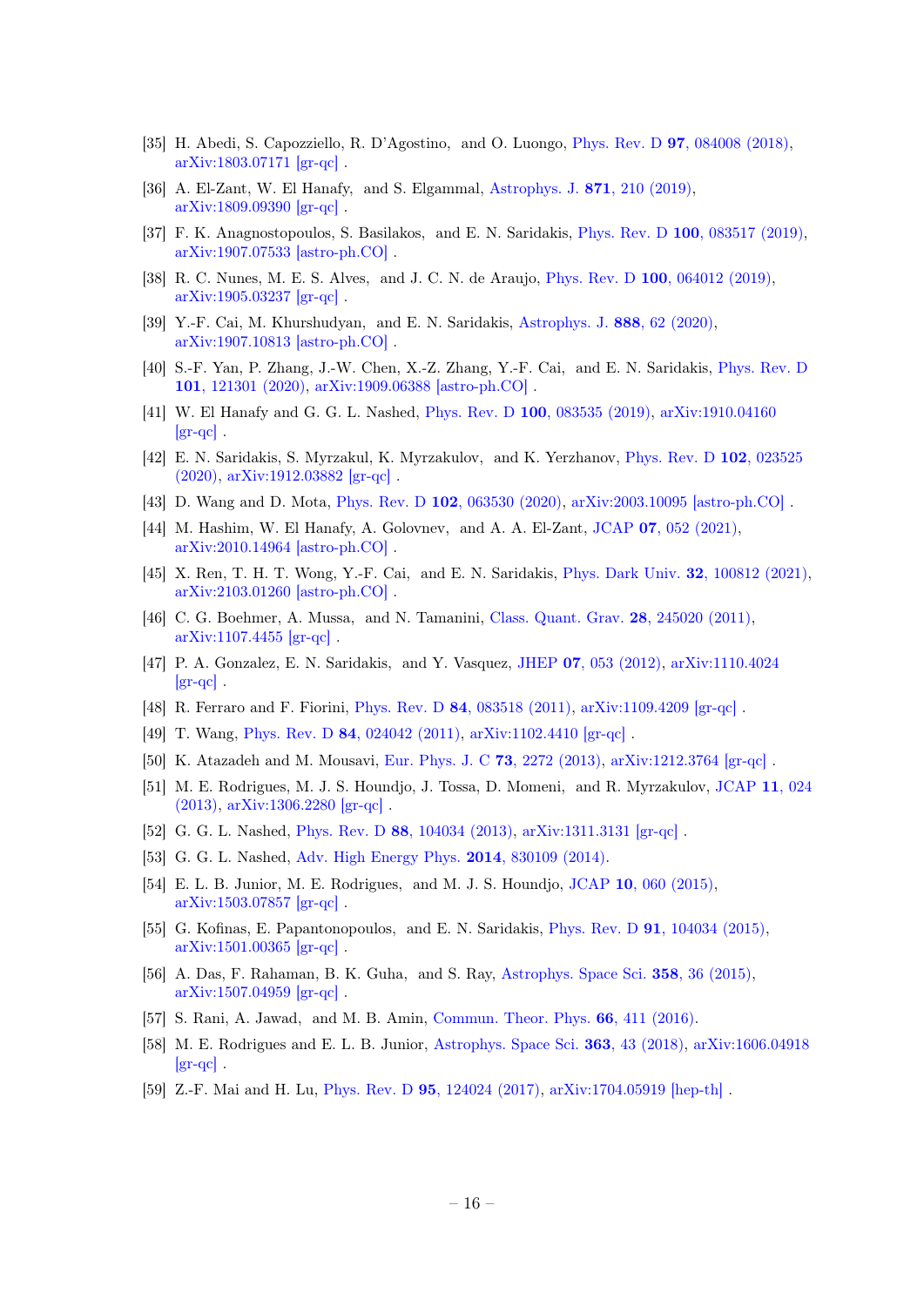[35] H. Abedi, S. Capozziello, R. D'Agostino, and O. Luongo, Phys. Rev. D **97**, 084008 (2018), arXiv:1803.07171 [gr-qc] .

[36] A. El-Zant, W. El Hanafy, and S. Elgammal, Astrophys. J. **871**, 210 (2019), arXiv:1809.09390 [gr-qc] .

[37] F. K. Anagnostopoulos, S. Basilakos, and E. N. Saridakis, Phys. Rev. D **100**, 083517 (2019), arXiv:1907.07533 [astro-ph.CO] .

[38] R. C. Nunes, M. E. S. Alves, and J. C. N. de Araujo, Phys. Rev. D **100**, 064012 (2019), arXiv:1905.03237 [gr-qc] .

[39] Y.-F. Cai, M. Khurshudyan, and E. N. Saridakis, Astrophys. J. **888**, 62 (2020), arXiv:1907.10813 [astro-ph.CO] .

[40] S.-F. Yan, P. Zhang, J.-W. Chen, X.-Z. Zhang, Y.-F. Cai, and E. N. Saridakis, Phys. Rev. D **101**, 121301 (2020), arXiv:1909.06388 [astro-ph.CO] .

[41] W. El Hanafy and G. G. L. Nashed, Phys. Rev. D **100**, 083535 (2019), arXiv:1910.04160 [gr-qc] .

[42] E. N. Saridakis, S. Myrzakul, K. Myrzakulov, and K. Yerzhanov, Phys. Rev. D **102**, 023525 (2020), arXiv:1912.03882 [gr-qc] .

[43] D. Wang and D. Mota, Phys. Rev. D **102**, 063530 (2020), arXiv:2003.10095 [astro-ph.CO] .

[44] M. Hashim, W. El Hanafy, A. Golovnev, and A. A. El-Zant, JCAP **07**, 052 (2021), arXiv:2010.14964 [astro-ph.CO] .

[45] X. Ren, T. H. T. Wong, Y.-F. Cai, and E. N. Saridakis, Phys. Dark Univ. **32**, 100812 (2021), arXiv:2103.01260 [astro-ph.CO] .

[46] C. G. Boehmer, A. Mussa, and N. Tamanini, Class. Quant. Grav. **28**, 245020 (2011), arXiv:1107.4455 [gr-qc] .

[47] P. A. Gonzalez, E. N. Saridakis, and Y. Vasquez, JHEP **07**, 053 (2012), arXiv:1110.4024 [gr-qc] .

[48] R. Ferraro and F. Fiorini, Phys. Rev. D **84**, 083518 (2011), arXiv:1109.4209 [gr-qc] .

[49] T. Wang, Phys. Rev. D **84**, 024042 (2011), arXiv:1102.4410 [gr-qc] .

[50] K. Atazadeh and M. Mousavi, Eur. Phys. J. C **73**, 2272 (2013), arXiv:1212.3764 [gr-qc] .

[51] M. E. Rodrigues, M. J. S. Houndjo, J. Tossa, D. Momeni, and R. Myrzakulov, JCAP **11**, 024 (2013), arXiv:1306.2280 [gr-qc] .

[52] G. G. L. Nashed, Phys. Rev. D **88**, 104034 (2013), arXiv:1311.3131 [gr-qc] .

[53] G. G. L. Nashed, Adv. High Energy Phys. **2014**, 830109 (2014).

[54] E. L. B. Junior, M. E. Rodrigues, and M. J. S. Houndjo, JCAP **10**, 060 (2015), arXiv:1503.07857 [gr-qc] .

[55] G. Kofinas, E. Papantonopoulos, and E. N. Saridakis, Phys. Rev. D **91**, 104034 (2015), arXiv:1501.00365 [gr-qc] .

[56] A. Das, F. Rahaman, B. K. Guha, and S. Ray, Astrophys. Space Sci. **358**, 36 (2015), arXiv:1507.04959 [gr-qc] .

[57] S. Rani, A. Jawad, and M. B. Amin, Commun. Theor. Phys. **66**, 411 (2016).

[58] M. E. Rodrigues and E. L. B. Junior, Astrophys. Space Sci. **363**, 43 (2018), arXiv:1606.04918 [gr-qc] .

[59] Z.-F. Mai and H. Lu, Phys. Rev. D **95**, 124024 (2017), arXiv:1704.05919 [hep-th] .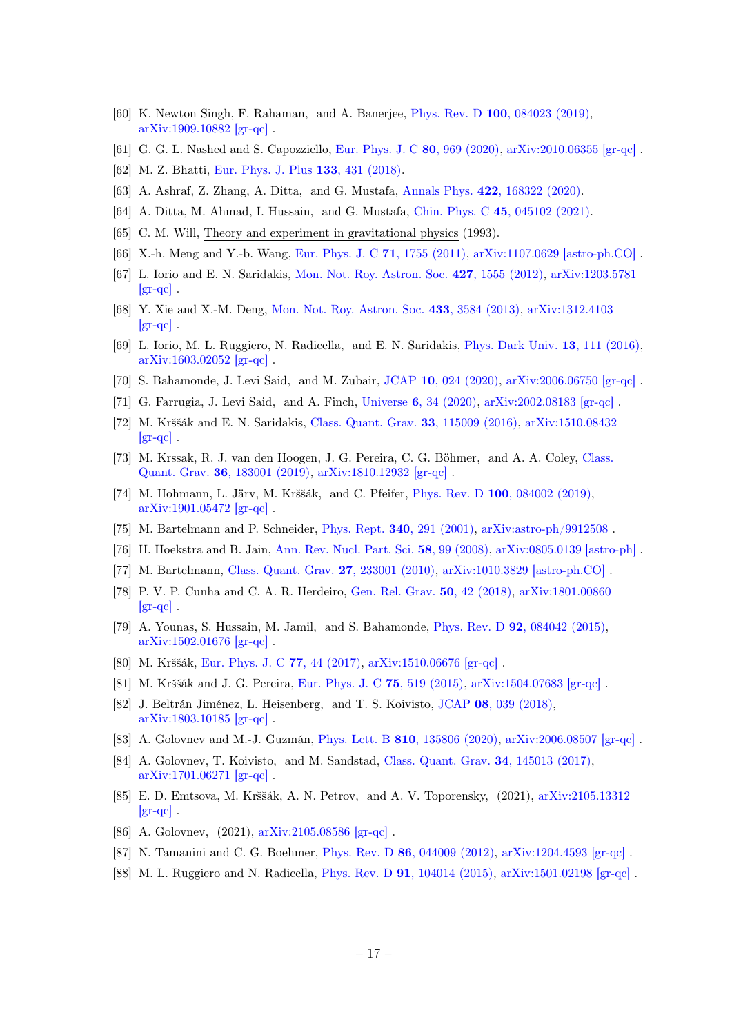[60] K. Newton Singh, F. Rahaman, and A. Banerjee, Phys. Rev. D **100**, 084023 (2019), arXiv:1909.10882 [gr-qc] .

[61] G. G. L. Nashed and S. Capozziello, Eur. Phys. J. C **80**, 969 (2020), arXiv:2010.06355 [gr-qc] .

[62] M. Z. Bhatti, Eur. Phys. J. Plus **133**, 431 (2018).

[63] A. Ashraf, Z. Zhang, A. Ditta, and G. Mustafa, Annals Phys. **422**, 168322 (2020).

[64] A. Ditta, M. Ahmad, I. Hussain, and G. Mustafa, Chin. Phys. C **45**, 045102 (2021).

[65] C. M. Will, Theory and experiment in gravitational physics (1993).

[66] X.-h. Meng and Y.-b. Wang, Eur. Phys. J. C **71**, 1755 (2011), arXiv:1107.0629 [astro-ph.CO] .

[67] L. Iorio and E. N. Saridakis, Mon. Not. Roy. Astron. Soc. **427**, 1555 (2012), arXiv:1203.5781 [gr-qc] .

[68] Y. Xie and X.-M. Deng, Mon. Not. Roy. Astron. Soc. **433**, 3584 (2013), arXiv:1312.4103 [gr-qc] .

[69] L. Iorio, M. L. Ruggiero, N. Radicella, and E. N. Saridakis, Phys. Dark Univ. **13**, 111 (2016), arXiv:1603.02052 [gr-qc] .

[70] S. Bahamonde, J. Levi Said, and M. Zubair, JCAP **10**, 024 (2020), arXiv:2006.06750 [gr-qc] .

[71] G. Farrugia, J. Levi Said, and A. Finch, Universe **6**, 34 (2020), arXiv:2002.08183 [gr-qc] .

[72] M. Krššák and E. N. Saridakis, Class. Quant. Grav. **33**, 115009 (2016), arXiv:1510.08432 [gr-qc] .

[73] M. Krssak, R. J. van den Hoogen, J. G. Pereira, C. G. Böhmer, and A. A. Coley, Class. Quant. Grav. **36**, 183001 (2019), arXiv:1810.12932 [gr-qc] .

[74] M. Hohmann, L. Järv, M. Krššák, and C. Pfeifer, Phys. Rev. D **100**, 084002 (2019), arXiv:1901.05472 [gr-qc] .

[75] M. Bartelmann and P. Schneider, Phys. Rept. **340**, 291 (2001), arXiv:astro-ph/9912508 .

[76] H. Hoekstra and B. Jain, Ann. Rev. Nucl. Part. Sci. **58**, 99 (2008), arXiv:0805.0139 [astro-ph] .

[77] M. Bartelmann, Class. Quant. Grav. **27**, 233001 (2010), arXiv:1010.3829 [astro-ph.CO] .

[78] P. V. P. Cunha and C. A. R. Herdeiro, Gen. Rel. Grav. **50**, 42 (2018), arXiv:1801.00860 [gr-qc] .

[79] A. Younas, S. Hussain, M. Jamil, and S. Bahamonde, Phys. Rev. D **92**, 084042 (2015), arXiv:1502.01676 [gr-qc] .

[80] M. Krššák, Eur. Phys. J. C **77**, 44 (2017), arXiv:1510.06676 [gr-qc] .

[81] M. Krššák and J. G. Pereira, Eur. Phys. J. C **75**, 519 (2015), arXiv:1504.07683 [gr-qc] .

[82] J. Beltrán Jiménez, L. Heisenberg, and T. S. Koivisto, JCAP **08**, 039 (2018), arXiv:1803.10185 [gr-qc] .

[83] A. Golovnev and M.-J. Guzmán, Phys. Lett. B **810**, 135806 (2020), arXiv:2006.08507 [gr-qc] .

[84] A. Golovnev, T. Koivisto, and M. Sandstad, Class. Quant. Grav. **34**, 145013 (2017), arXiv:1701.06271 [gr-qc] .

[85] E. D. Emtsova, M. Krššák, A. N. Petrov, and A. V. Toporensky, (2021), arXiv:2105.13312 [gr-qc] .

[86] A. Golovnev, (2021), arXiv:2105.08586 [gr-qc] .

[87] N. Tamanini and C. G. Boehmer, Phys. Rev. D **86**, 044009 (2012), arXiv:1204.4593 [gr-qc] .

[88] M. L. Ruggiero and N. Radicella, Phys. Rev. D **91**, 104014 (2015), arXiv:1501.02198 [gr-qc] .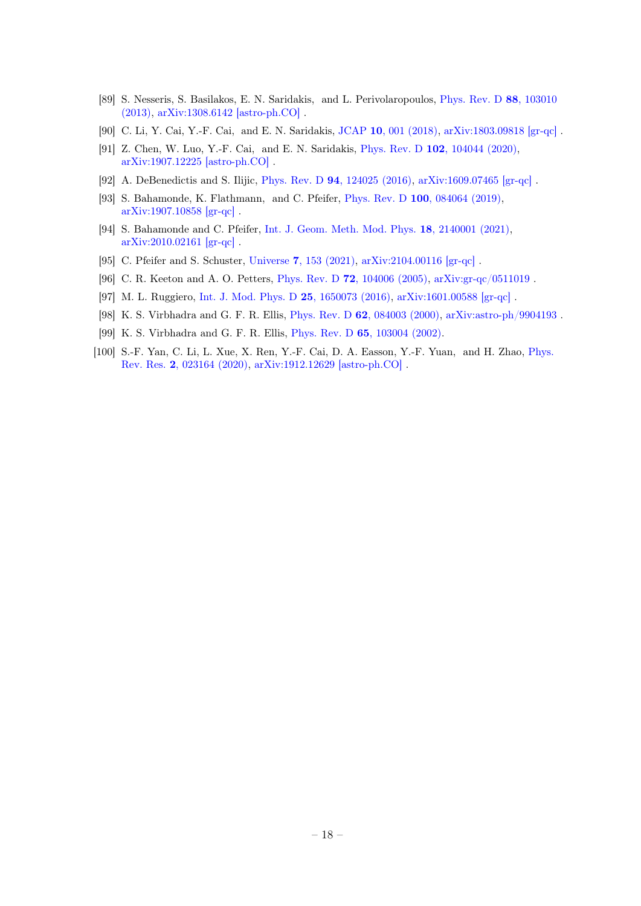[89] S. Nesseris, S. Basilakos, E. N. Saridakis, and L. Perivolaropoulos, Phys. Rev. D **88**, 103010 (2013), arXiv:1308.6142 [astro-ph.CO] .

[90] C. Li, Y. Cai, Y.-F. Cai, and E. N. Saridakis, JCAP **10**, 001 (2018), arXiv:1803.09818 [gr-qc] .

[91] Z. Chen, W. Luo, Y.-F. Cai, and E. N. Saridakis, Phys. Rev. D **102**, 104044 (2020), arXiv:1907.12225 [astro-ph.CO] .

[92] A. DeBenedictis and S. Ilijic, Phys. Rev. D **94**, 124025 (2016), arXiv:1609.07465 [gr-qc] .

[93] S. Bahamonde, K. Flathmann, and C. Pfeifer, Phys. Rev. D **100**, 084064 (2019), arXiv:1907.10858 [gr-qc] .

[94] S. Bahamonde and C. Pfeifer, Int. J. Geom. Meth. Mod. Phys. **18**, 2140001 (2021), arXiv:2010.02161 [gr-qc] .

[95] C. Pfeifer and S. Schuster, Universe **7**, 153 (2021), arXiv:2104.00116 [gr-qc] .

[96] C. R. Keeton and A. O. Petters, Phys. Rev. D **72**, 104006 (2005), arXiv:gr-qc/0511019 .

[97] M. L. Ruggiero, Int. J. Mod. Phys. D **25**, 1650073 (2016), arXiv:1601.00588 [gr-qc] .

[98] K. S. Virbhadra and G. F. R. Ellis, Phys. Rev. D **62**, 084003 (2000), arXiv:astro-ph/9904193 .

[99] K. S. Virbhadra and G. F. R. Ellis, Phys. Rev. D **65**, 103004 (2002).

[100] S.-F. Yan, C. Li, L. Xue, X. Ren, Y.-F. Cai, D. A. Easson, Y.-F. Yuan, and H. Zhao, Phys. Rev. Res. **2**, 023164 (2020), arXiv:1912.12629 [astro-ph.CO] .